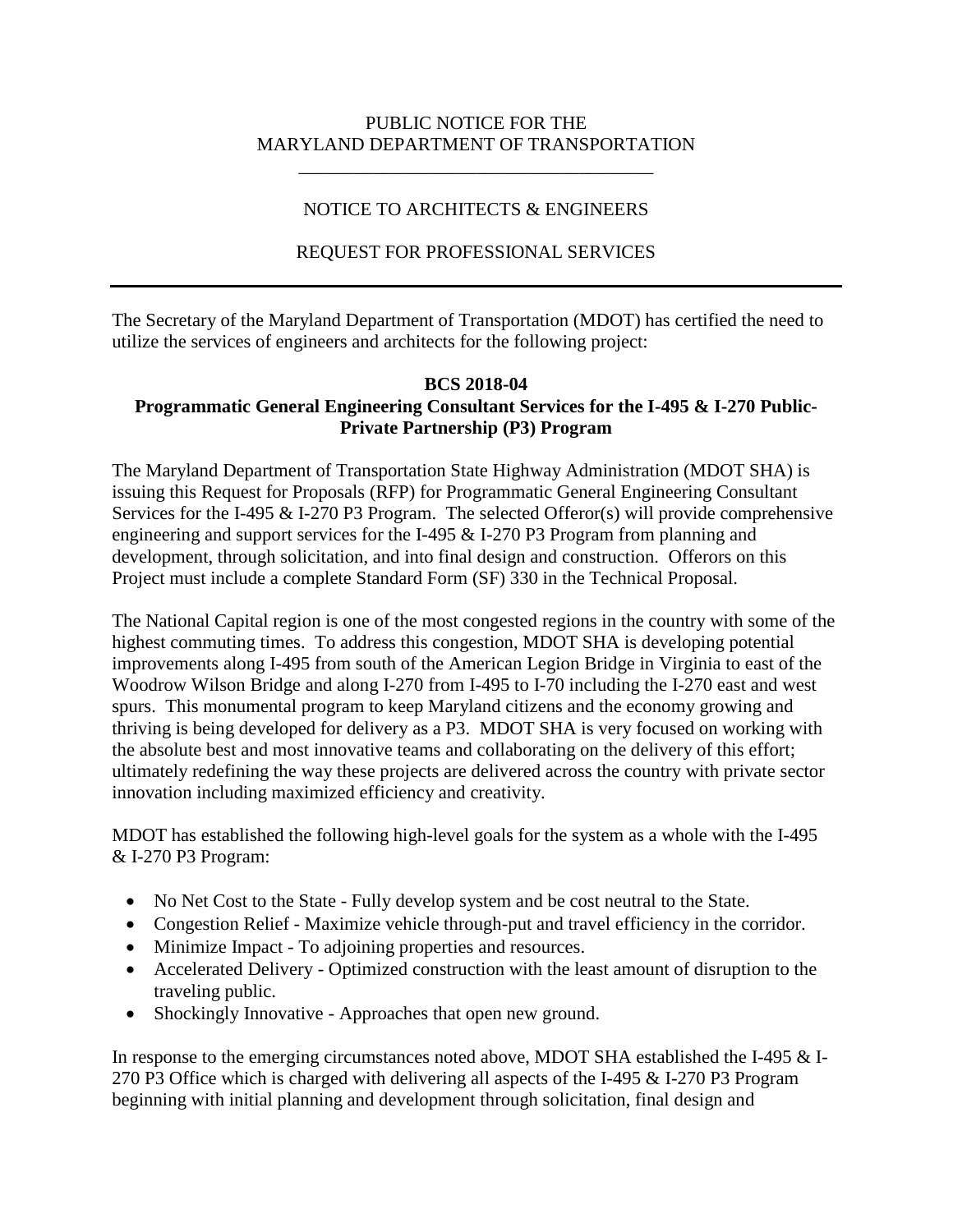PUBLIC NOTICE FOR THE
MARYLAND DEPARTMENT OF TRANSPORTATION

---

NOTICE TO ARCHITECTS & ENGINEERS

REQUEST FOR PROFESSIONAL SERVICES

---

The Secretary of the Maryland Department of Transportation (MDOT) has certified the need to utilize the services of engineers and architects for the following project:

**BCS 2018-04**
**Programmatic General Engineering Consultant Services for the I-495 & I-270 Public-Private Partnership (P3) Program**

The Maryland Department of Transportation State Highway Administration (MDOT SHA) is issuing this Request for Proposals (RFP) for Programmatic General Engineering Consultant Services for the I-495 & I-270 P3 Program. The selected Offeror(s) will provide comprehensive engineering and support services for the I-495 & I-270 P3 Program from planning and development, through solicitation, and into final design and construction. Offerors on this Project must include a complete Standard Form (SF) 330 in the Technical Proposal.

The National Capital region is one of the most congested regions in the country with some of the highest commuting times. To address this congestion, MDOT SHA is developing potential improvements along I-495 from south of the American Legion Bridge in Virginia to east of the Woodrow Wilson Bridge and along I-270 from I-495 to I-70 including the I-270 east and west spurs. This monumental program to keep Maryland citizens and the economy growing and thriving is being developed for delivery as a P3. MDOT SHA is very focused on working with the absolute best and most innovative teams and collaborating on the delivery of this effort; ultimately redefining the way these projects are delivered across the country with private sector innovation including maximized efficiency and creativity.

MDOT has established the following high-level goals for the system as a whole with the I-495 & I-270 P3 Program:

- No Net Cost to the State - Fully develop system and be cost neutral to the State.
- Congestion Relief - Maximize vehicle through-put and travel efficiency in the corridor.
- Minimize Impact - To adjoining properties and resources.
- Accelerated Delivery - Optimized construction with the least amount of disruption to the traveling public.
- Shockingly Innovative - Approaches that open new ground.

In response to the emerging circumstances noted above, MDOT SHA established the I-495 & I-270 P3 Office which is charged with delivering all aspects of the I-495 & I-270 P3 Program beginning with initial planning and development through solicitation, final design and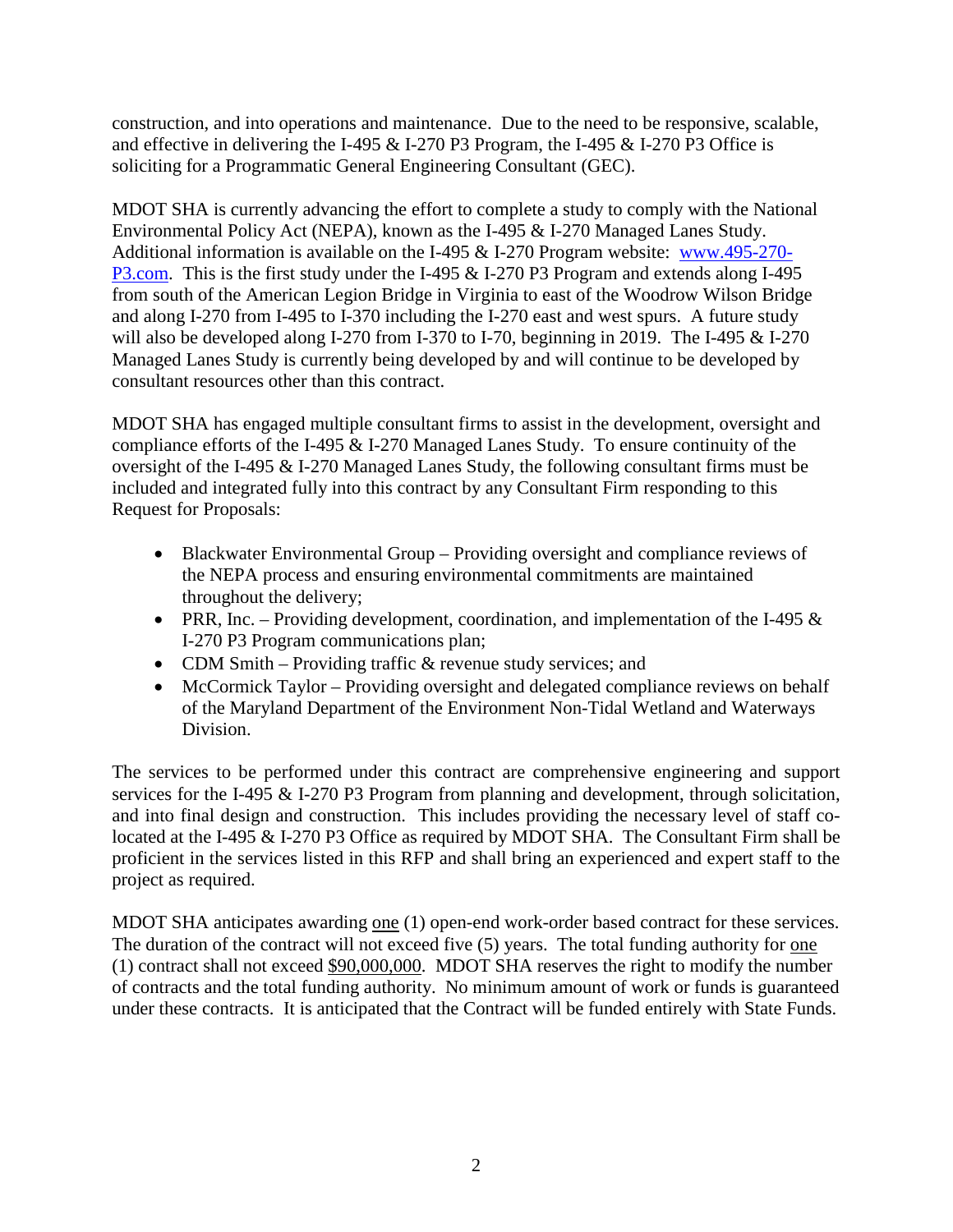construction, and into operations and maintenance. Due to the need to be responsive, scalable, and effective in delivering the I-495 & I-270 P3 Program, the I-495 & I-270 P3 Office is soliciting for a Programmatic General Engineering Consultant (GEC).

MDOT SHA is currently advancing the effort to complete a study to comply with the National Environmental Policy Act (NEPA), known as the I-495 & I-270 Managed Lanes Study. Additional information is available on the I-495 & I-270 Program website: [www.495-270-P3.com](www.495-270-P3.com). This is the first study under the I-495 & I-270 P3 Program and extends along I-495 from south of the American Legion Bridge in Virginia to east of the Woodrow Wilson Bridge and along I-270 from I-495 to I-370 including the I-270 east and west spurs. A future study will also be developed along I-270 from I-370 to I-70, beginning in 2019. The I-495 & I-270 Managed Lanes Study is currently being developed by and will continue to be developed by consultant resources other than this contract.

MDOT SHA has engaged multiple consultant firms to assist in the development, oversight and compliance efforts of the I-495 & I-270 Managed Lanes Study. To ensure continuity of the oversight of the I-495 & I-270 Managed Lanes Study, the following consultant firms must be included and integrated fully into this contract by any Consultant Firm responding to this Request for Proposals:

- Blackwater Environmental Group – Providing oversight and compliance reviews of the NEPA process and ensuring environmental commitments are maintained throughout the delivery;
- PRR, Inc. – Providing development, coordination, and implementation of the I-495 & I-270 P3 Program communications plan;
- CDM Smith – Providing traffic & revenue study services; and
- McCormick Taylor – Providing oversight and delegated compliance reviews on behalf of the Maryland Department of the Environment Non-Tidal Wetland and Waterways Division.

The services to be performed under this contract are comprehensive engineering and support services for the I-495 & I-270 P3 Program from planning and development, through solicitation, and into final design and construction. This includes providing the necessary level of staff co-located at the I-495 & I-270 P3 Office as required by MDOT SHA. The Consultant Firm shall be proficient in the services listed in this RFP and shall bring an experienced and expert staff to the project as required.

MDOT SHA anticipates awarding one (1) open-end work-order based contract for these services. The duration of the contract will not exceed five (5) years. The total funding authority for one (1) contract shall not exceed $90,000,000. MDOT SHA reserves the right to modify the number of contracts and the total funding authority. No minimum amount of work or funds is guaranteed under these contracts. It is anticipated that the Contract will be funded entirely with State Funds.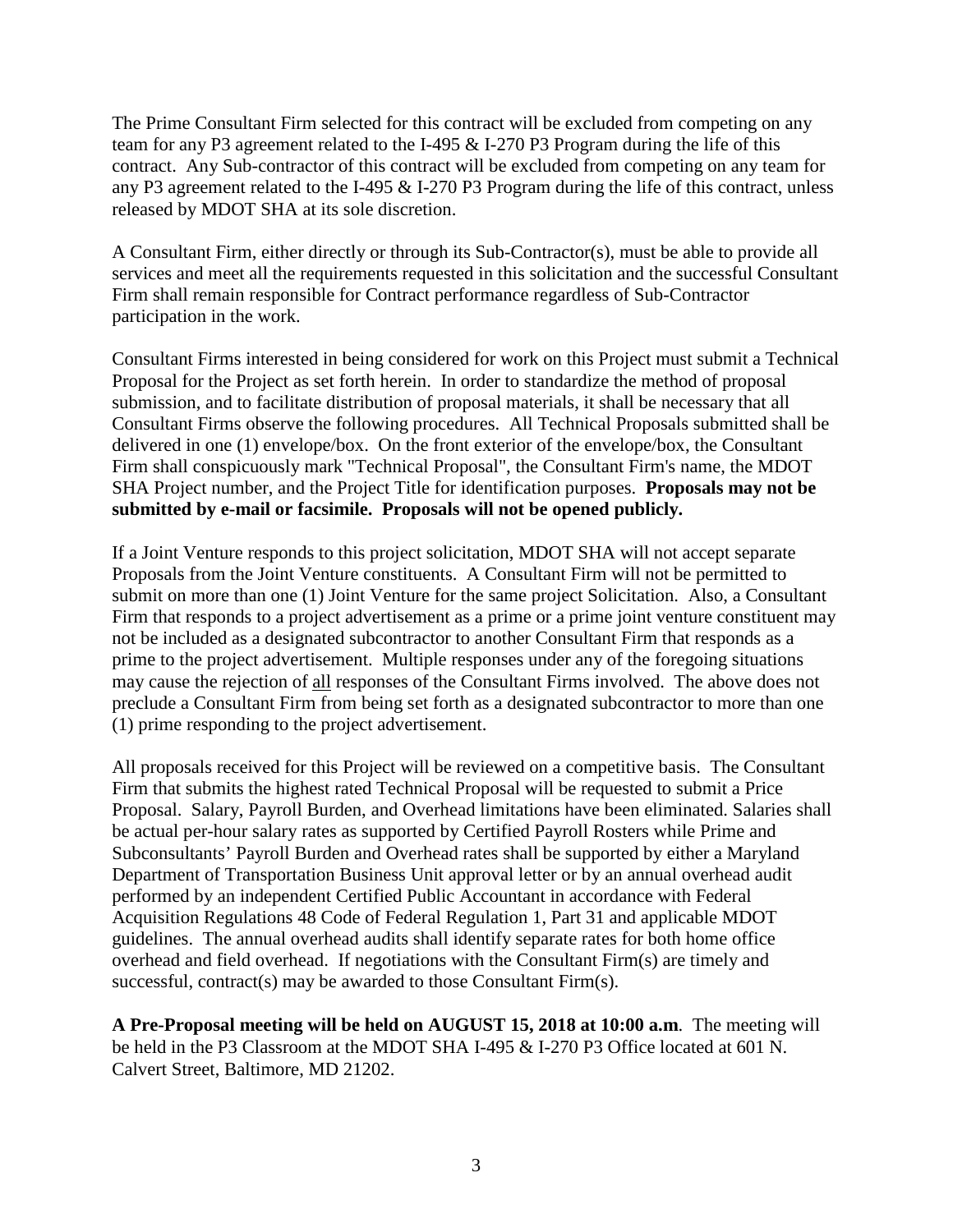The Prime Consultant Firm selected for this contract will be excluded from competing on any team for any P3 agreement related to the I-495 & I-270 P3 Program during the life of this contract. Any Sub-contractor of this contract will be excluded from competing on any team for any P3 agreement related to the I-495 & I-270 P3 Program during the life of this contract, unless released by MDOT SHA at its sole discretion.

A Consultant Firm, either directly or through its Sub-Contractor(s), must be able to provide all services and meet all the requirements requested in this solicitation and the successful Consultant Firm shall remain responsible for Contract performance regardless of Sub-Contractor participation in the work.

Consultant Firms interested in being considered for work on this Project must submit a Technical Proposal for the Project as set forth herein. In order to standardize the method of proposal submission, and to facilitate distribution of proposal materials, it shall be necessary that all Consultant Firms observe the following procedures. All Technical Proposals submitted shall be delivered in one (1) envelope/box. On the front exterior of the envelope/box, the Consultant Firm shall conspicuously mark "Technical Proposal", the Consultant Firm's name, the MDOT SHA Project number, and the Project Title for identification purposes. **Proposals may not be submitted by e-mail or facsimile. Proposals will not be opened publicly.**

If a Joint Venture responds to this project solicitation, MDOT SHA will not accept separate Proposals from the Joint Venture constituents. A Consultant Firm will not be permitted to submit on more than one (1) Joint Venture for the same project Solicitation. Also, a Consultant Firm that responds to a project advertisement as a prime or a prime joint venture constituent may not be included as a designated subcontractor to another Consultant Firm that responds as a prime to the project advertisement. Multiple responses under any of the foregoing situations may cause the rejection of all responses of the Consultant Firms involved. The above does not preclude a Consultant Firm from being set forth as a designated subcontractor to more than one (1) prime responding to the project advertisement.

All proposals received for this Project will be reviewed on a competitive basis. The Consultant Firm that submits the highest rated Technical Proposal will be requested to submit a Price Proposal. Salary, Payroll Burden, and Overhead limitations have been eliminated. Salaries shall be actual per-hour salary rates as supported by Certified Payroll Rosters while Prime and Subconsultants' Payroll Burden and Overhead rates shall be supported by either a Maryland Department of Transportation Business Unit approval letter or by an annual overhead audit performed by an independent Certified Public Accountant in accordance with Federal Acquisition Regulations 48 Code of Federal Regulation 1, Part 31 and applicable MDOT guidelines. The annual overhead audits shall identify separate rates for both home office overhead and field overhead. If negotiations with the Consultant Firm(s) are timely and successful, contract(s) may be awarded to those Consultant Firm(s).

**A Pre-Proposal meeting will be held on AUGUST 15, 2018 at 10:00 a.m**. The meeting will be held in the P3 Classroom at the MDOT SHA I-495 & I-270 P3 Office located at 601 N. Calvert Street, Baltimore, MD 21202.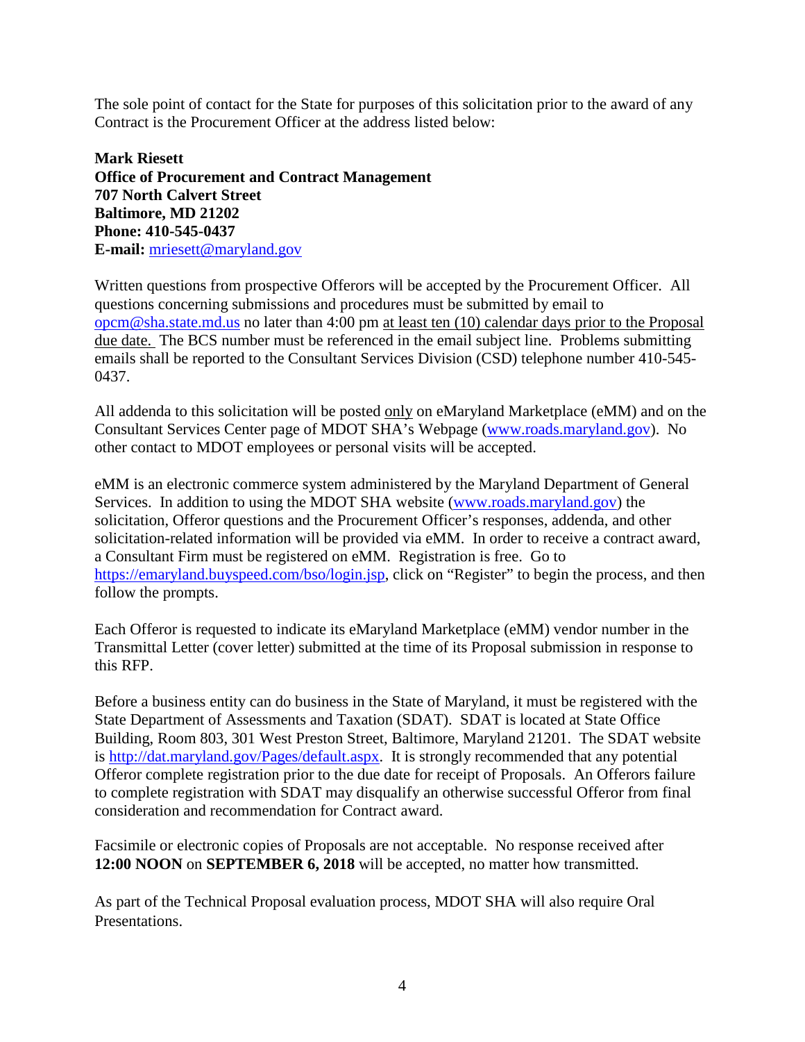The sole point of contact for the State for purposes of this solicitation prior to the award of any Contract is the Procurement Officer at the address listed below:

**Mark Riesett**
**Office of Procurement and Contract Management**
**707 North Calvert Street**
**Baltimore, MD 21202**
**Phone: 410-545-0437**
**E-mail:** mriesett@maryland.gov

Written questions from prospective Offerors will be accepted by the Procurement Officer. All questions concerning submissions and procedures must be submitted by email to opcm@sha.state.md.us no later than 4:00 pm at least ten (10) calendar days prior to the Proposal due date. The BCS number must be referenced in the email subject line. Problems submitting emails shall be reported to the Consultant Services Division (CSD) telephone number 410-545-0437.

All addenda to this solicitation will be posted only on eMaryland Marketplace (eMM) and on the Consultant Services Center page of MDOT SHA's Webpage (www.roads.maryland.gov). No other contact to MDOT employees or personal visits will be accepted.

eMM is an electronic commerce system administered by the Maryland Department of General Services. In addition to using the MDOT SHA website (www.roads.maryland.gov) the solicitation, Offeror questions and the Procurement Officer's responses, addenda, and other solicitation-related information will be provided via eMM. In order to receive a contract award, a Consultant Firm must be registered on eMM. Registration is free. Go to https://emaryland.buyspeed.com/bso/login.jsp, click on "Register" to begin the process, and then follow the prompts.

Each Offeror is requested to indicate its eMaryland Marketplace (eMM) vendor number in the Transmittal Letter (cover letter) submitted at the time of its Proposal submission in response to this RFP.

Before a business entity can do business in the State of Maryland, it must be registered with the State Department of Assessments and Taxation (SDAT). SDAT is located at State Office Building, Room 803, 301 West Preston Street, Baltimore, Maryland 21201. The SDAT website is http://dat.maryland.gov/Pages/default.aspx. It is strongly recommended that any potential Offeror complete registration prior to the due date for receipt of Proposals. An Offerors failure to complete registration with SDAT may disqualify an otherwise successful Offeror from final consideration and recommendation for Contract award.

Facsimile or electronic copies of Proposals are not acceptable. No response received after **12:00 NOON** on **SEPTEMBER 6, 2018** will be accepted, no matter how transmitted.

As part of the Technical Proposal evaluation process, MDOT SHA will also require Oral Presentations.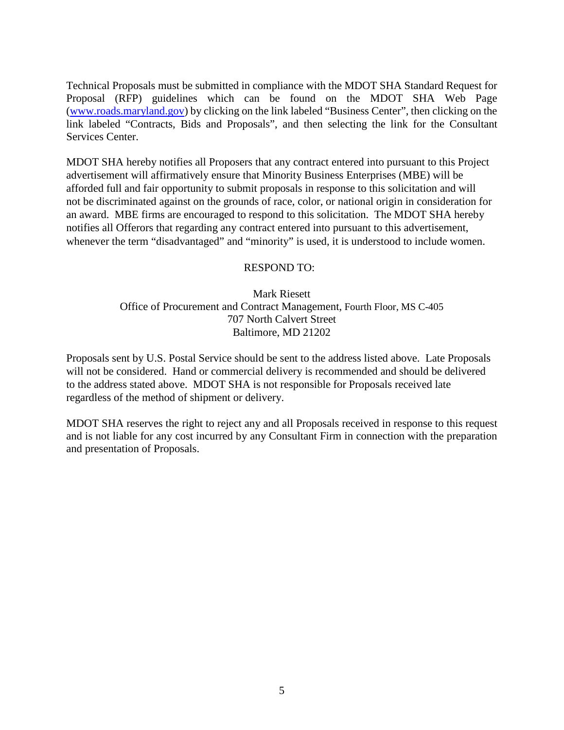Technical Proposals must be submitted in compliance with the MDOT SHA Standard Request for Proposal (RFP) guidelines which can be found on the MDOT SHA Web Page ([www.roads.maryland.gov](http://www.roads.maryland.gov)) by clicking on the link labeled "Business Center", then clicking on the link labeled "Contracts, Bids and Proposals", and then selecting the link for the Consultant Services Center.

MDOT SHA hereby notifies all Proposers that any contract entered into pursuant to this Project advertisement will affirmatively ensure that Minority Business Enterprises (MBE) will be afforded full and fair opportunity to submit proposals in response to this solicitation and will not be discriminated against on the grounds of race, color, or national origin in consideration for an award. MBE firms are encouraged to respond to this solicitation. The MDOT SHA hereby notifies all Offerors that regarding any contract entered into pursuant to this advertisement, whenever the term "disadvantaged" and "minority" is used, it is understood to include women.

RESPOND TO:

Mark Riesett
Office of Procurement and Contract Management, Fourth Floor, MS C-405
707 North Calvert Street
Baltimore, MD 21202

Proposals sent by U.S. Postal Service should be sent to the address listed above. Late Proposals will not be considered. Hand or commercial delivery is recommended and should be delivered to the address stated above. MDOT SHA is not responsible for Proposals received late regardless of the method of shipment or delivery.

MDOT SHA reserves the right to reject any and all Proposals received in response to this request and is not liable for any cost incurred by any Consultant Firm in connection with the preparation and presentation of Proposals.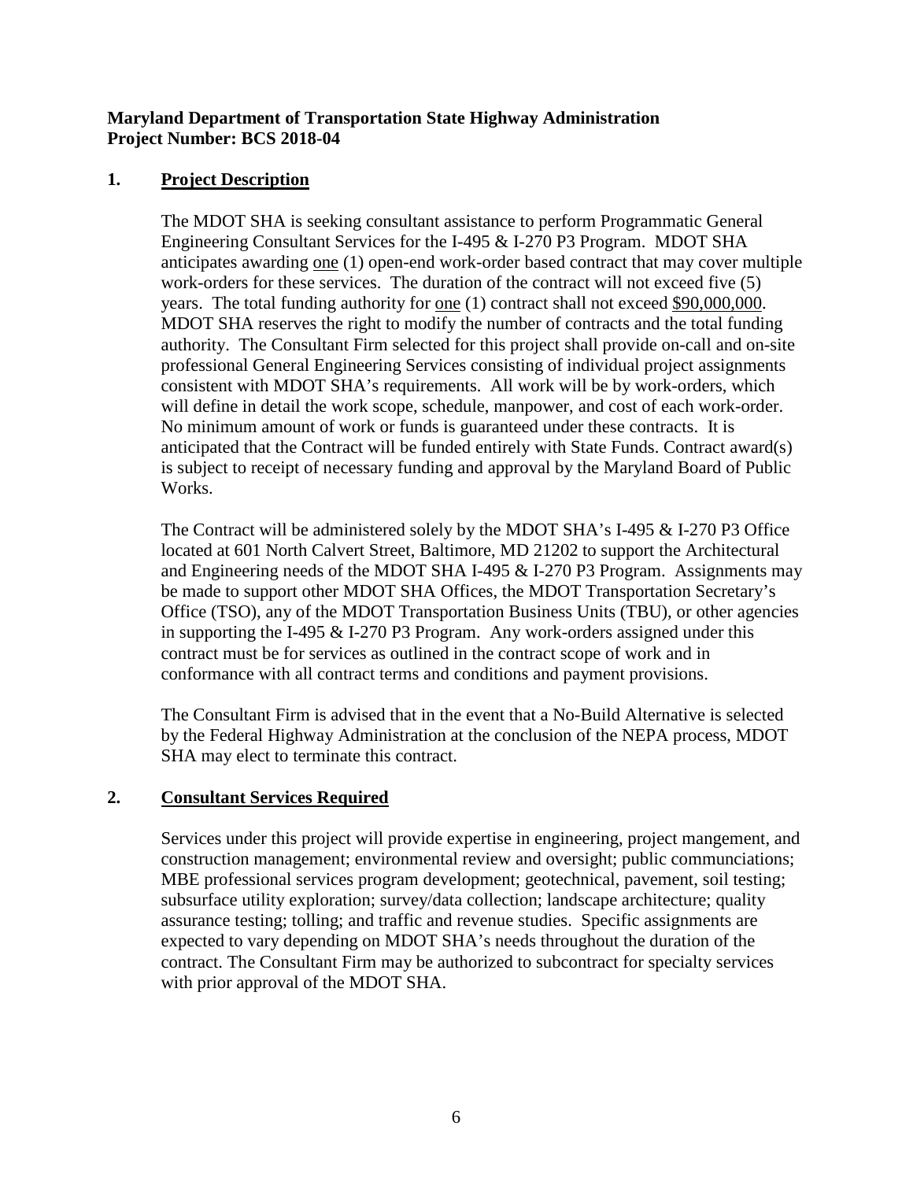**Maryland Department of Transportation State Highway Administration**
**Project Number: BCS 2018-04**

## 1. Project Description

The MDOT SHA is seeking consultant assistance to perform Programmatic General Engineering Consultant Services for the I-495 & I-270 P3 Program. MDOT SHA anticipates awarding one (1) open-end work-order based contract that may cover multiple work-orders for these services. The duration of the contract will not exceed five (5) years. The total funding authority for one (1) contract shall not exceed $90,000,000. MDOT SHA reserves the right to modify the number of contracts and the total funding authority. The Consultant Firm selected for this project shall provide on-call and on-site professional General Engineering Services consisting of individual project assignments consistent with MDOT SHA's requirements. All work will be by work-orders, which will define in detail the work scope, schedule, manpower, and cost of each work-order. No minimum amount of work or funds is guaranteed under these contracts. It is anticipated that the Contract will be funded entirely with State Funds. Contract award(s) is subject to receipt of necessary funding and approval by the Maryland Board of Public Works.

The Contract will be administered solely by the MDOT SHA's I-495 & I-270 P3 Office located at 601 North Calvert Street, Baltimore, MD 21202 to support the Architectural and Engineering needs of the MDOT SHA I-495 & I-270 P3 Program. Assignments may be made to support other MDOT SHA Offices, the MDOT Transportation Secretary's Office (TSO), any of the MDOT Transportation Business Units (TBU), or other agencies in supporting the I-495 & I-270 P3 Program. Any work-orders assigned under this contract must be for services as outlined in the contract scope of work and in conformance with all contract terms and conditions and payment provisions.

The Consultant Firm is advised that in the event that a No-Build Alternative is selected by the Federal Highway Administration at the conclusion of the NEPA process, MDOT SHA may elect to terminate this contract.

## 2. Consultant Services Required

Services under this project will provide expertise in engineering, project mangement, and construction management; environmental review and oversight; public communciations; MBE professional services program development; geotechnical, pavement, soil testing; subsurface utility exploration; survey/data collection; landscape architecture; quality assurance testing; tolling; and traffic and revenue studies. Specific assignments are expected to vary depending on MDOT SHA's needs throughout the duration of the contract. The Consultant Firm may be authorized to subcontract for specialty services with prior approval of the MDOT SHA.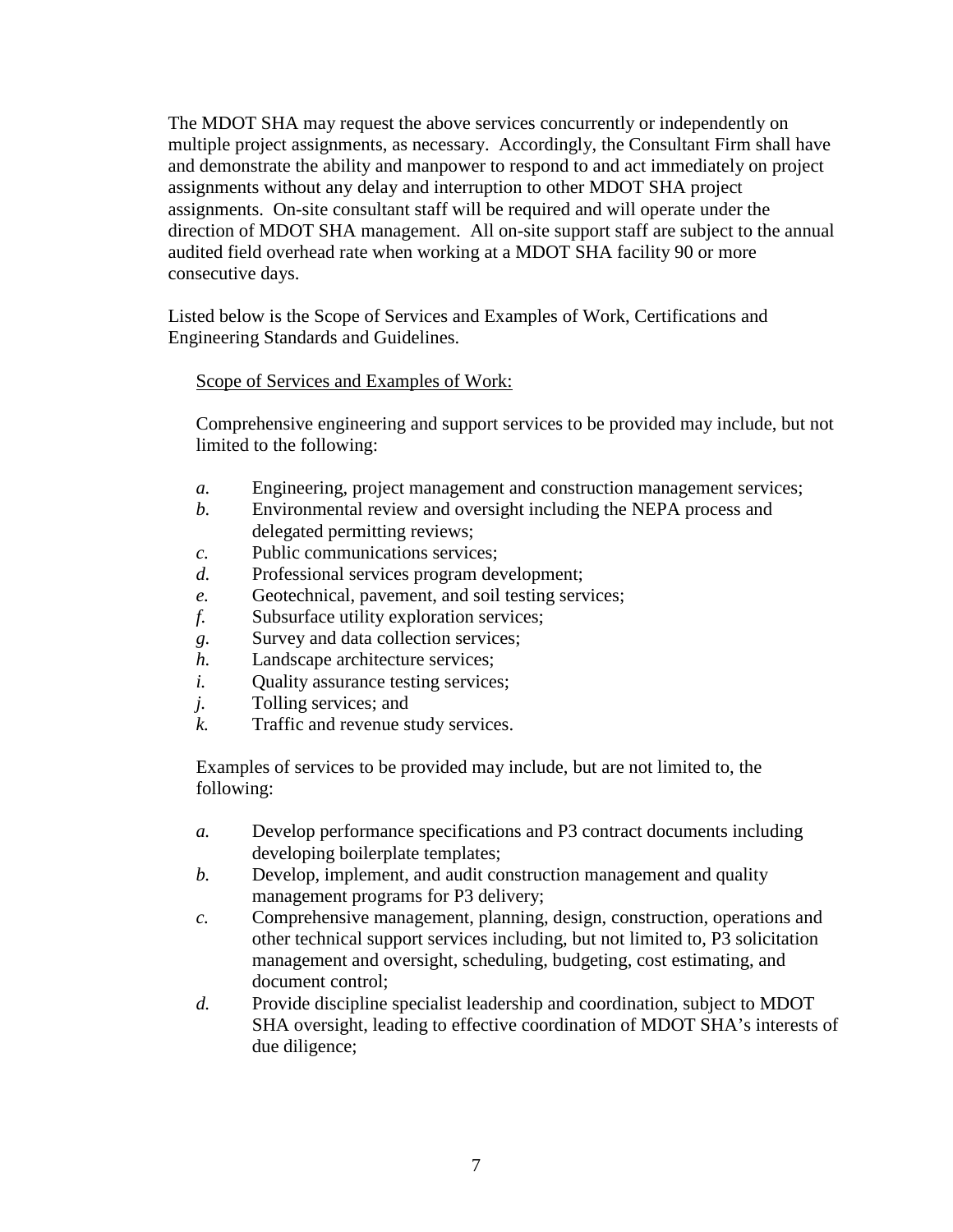The MDOT SHA may request the above services concurrently or independently on multiple project assignments, as necessary. Accordingly, the Consultant Firm shall have and demonstrate the ability and manpower to respond to and act immediately on project assignments without any delay and interruption to other MDOT SHA project assignments. On-site consultant staff will be required and will operate under the direction of MDOT SHA management. All on-site support staff are subject to the annual audited field overhead rate when working at a MDOT SHA facility 90 or more consecutive days.

Listed below is the Scope of Services and Examples of Work, Certifications and Engineering Standards and Guidelines.

Scope of Services and Examples of Work:

Comprehensive engineering and support services to be provided may include, but not limited to the following:

*a.* Engineering, project management and construction management services;
*b.* Environmental review and oversight including the NEPA process and delegated permitting reviews;
*c.* Public communications services;
*d.* Professional services program development;
*e.* Geotechnical, pavement, and soil testing services;
*f.* Subsurface utility exploration services;
*g.* Survey and data collection services;
*h.* Landscape architecture services;
*i.* Quality assurance testing services;
*j.* Tolling services; and
*k.* Traffic and revenue study services.

Examples of services to be provided may include, but are not limited to, the following:

*a.* Develop performance specifications and P3 contract documents including developing boilerplate templates;
*b.* Develop, implement, and audit construction management and quality management programs for P3 delivery;
*c.* Comprehensive management, planning, design, construction, operations and other technical support services including, but not limited to, P3 solicitation management and oversight, scheduling, budgeting, cost estimating, and document control;
*d.* Provide discipline specialist leadership and coordination, subject to MDOT SHA oversight, leading to effective coordination of MDOT SHA's interests of due diligence;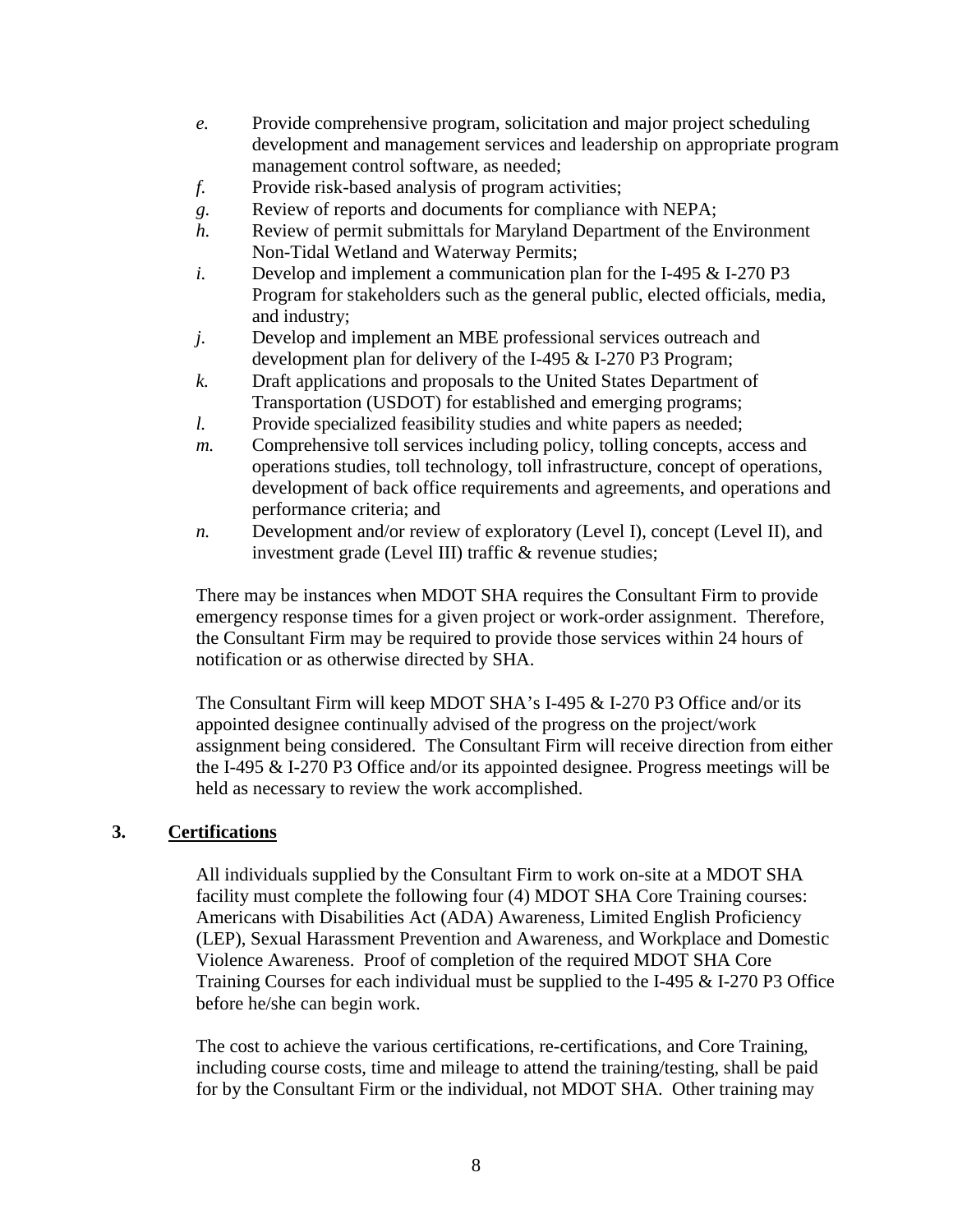*e.* Provide comprehensive program, solicitation and major project scheduling development and management services and leadership on appropriate program management control software, as needed;

*f.* Provide risk-based analysis of program activities;

*g.* Review of reports and documents for compliance with NEPA;

*h.* Review of permit submittals for Maryland Department of the Environment Non-Tidal Wetland and Waterway Permits;

*i.* Develop and implement a communication plan for the I-495 & I-270 P3 Program for stakeholders such as the general public, elected officials, media, and industry;

*j.* Develop and implement an MBE professional services outreach and development plan for delivery of the I-495 & I-270 P3 Program;

*k.* Draft applications and proposals to the United States Department of Transportation (USDOT) for established and emerging programs;

*l.* Provide specialized feasibility studies and white papers as needed;

*m.* Comprehensive toll services including policy, tolling concepts, access and operations studies, toll technology, toll infrastructure, concept of operations, development of back office requirements and agreements, and operations and performance criteria; and

*n.* Development and/or review of exploratory (Level I), concept (Level II), and investment grade (Level III) traffic & revenue studies;

There may be instances when MDOT SHA requires the Consultant Firm to provide emergency response times for a given project or work-order assignment. Therefore, the Consultant Firm may be required to provide those services within 24 hours of notification or as otherwise directed by SHA.

The Consultant Firm will keep MDOT SHA's I-495 & I-270 P3 Office and/or its appointed designee continually advised of the progress on the project/work assignment being considered. The Consultant Firm will receive direction from either the I-495 & I-270 P3 Office and/or its appointed designee. Progress meetings will be held as necessary to review the work accomplished.

## 3. Certifications

All individuals supplied by the Consultant Firm to work on-site at a MDOT SHA facility must complete the following four (4) MDOT SHA Core Training courses: Americans with Disabilities Act (ADA) Awareness, Limited English Proficiency (LEP), Sexual Harassment Prevention and Awareness, and Workplace and Domestic Violence Awareness. Proof of completion of the required MDOT SHA Core Training Courses for each individual must be supplied to the I-495 & I-270 P3 Office before he/she can begin work.

The cost to achieve the various certifications, re-certifications, and Core Training, including course costs, time and mileage to attend the training/testing, shall be paid for by the Consultant Firm or the individual, not MDOT SHA. Other training may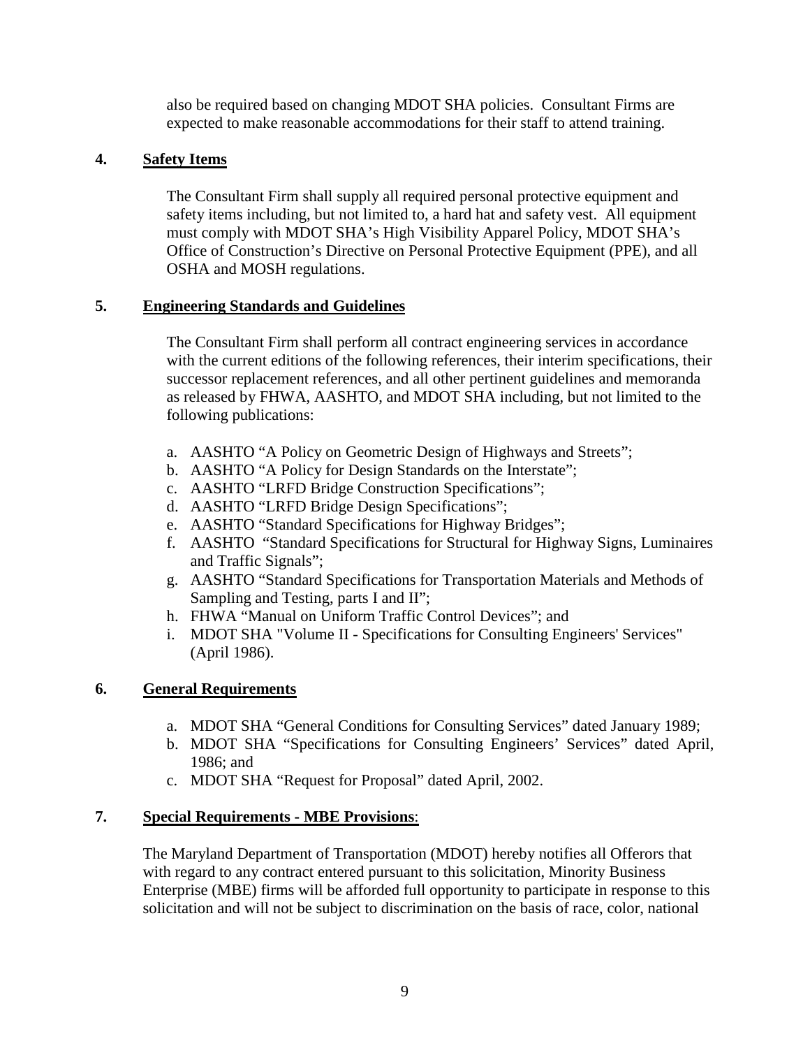also be required based on changing MDOT SHA policies. Consultant Firms are expected to make reasonable accommodations for their staff to attend training.

**4. <u>Safety Items</u>**

The Consultant Firm shall supply all required personal protective equipment and safety items including, but not limited to, a hard hat and safety vest. All equipment must comply with MDOT SHA's High Visibility Apparel Policy, MDOT SHA's Office of Construction's Directive on Personal Protective Equipment (PPE), and all OSHA and MOSH regulations.

**5. <u>Engineering Standards and Guidelines</u>**

The Consultant Firm shall perform all contract engineering services in accordance with the current editions of the following references, their interim specifications, their successor replacement references, and all other pertinent guidelines and memoranda as released by FHWA, AASHTO, and MDOT SHA including, but not limited to the following publications:

a. AASHTO "A Policy on Geometric Design of Highways and Streets";
b. AASHTO "A Policy for Design Standards on the Interstate";
c. AASHTO "LRFD Bridge Construction Specifications";
d. AASHTO "LRFD Bridge Design Specifications";
e. AASHTO "Standard Specifications for Highway Bridges";
f. AASHTO "Standard Specifications for Structural for Highway Signs, Luminaires and Traffic Signals";
g. AASHTO "Standard Specifications for Transportation Materials and Methods of Sampling and Testing, parts I and II";
h. FHWA "Manual on Uniform Traffic Control Devices"; and
i. MDOT SHA "Volume II - Specifications for Consulting Engineers' Services" (April 1986).

**6. <u>General Requirements</u>**

a. MDOT SHA "General Conditions for Consulting Services" dated January 1989;
b. MDOT SHA "Specifications for Consulting Engineers' Services" dated April, 1986; and
c. MDOT SHA "Request for Proposal" dated April, 2002.

**7. <u>Special Requirements - MBE Provisions</u>:**

The Maryland Department of Transportation (MDOT) hereby notifies all Offerors that with regard to any contract entered pursuant to this solicitation, Minority Business Enterprise (MBE) firms will be afforded full opportunity to participate in response to this solicitation and will not be subject to discrimination on the basis of race, color, national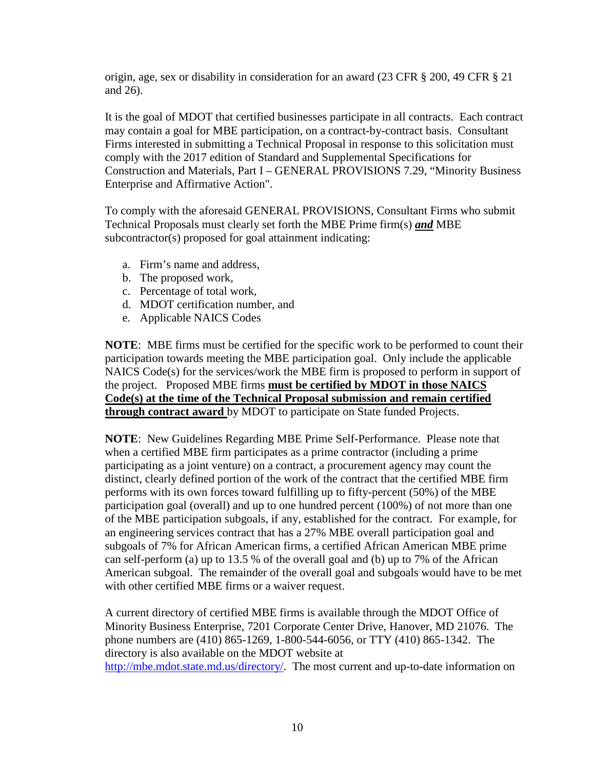origin, age, sex or disability in consideration for an award (23 CFR § 200, 49 CFR § 21 and 26).

It is the goal of MDOT that certified businesses participate in all contracts. Each contract may contain a goal for MBE participation, on a contract-by-contract basis. Consultant Firms interested in submitting a Technical Proposal in response to this solicitation must comply with the 2017 edition of Standard and Supplemental Specifications for Construction and Materials, Part I – GENERAL PROVISIONS 7.29, "Minority Business Enterprise and Affirmative Action".

To comply with the aforesaid GENERAL PROVISIONS, Consultant Firms who submit Technical Proposals must clearly set forth the MBE Prime firm(s) ***and*** MBE subcontractor(s) proposed for goal attainment indicating:

a. Firm's name and address,
b. The proposed work,
c. Percentage of total work,
d. MDOT certification number, and
e. Applicable NAICS Codes

**NOTE**: MBE firms must be certified for the specific work to be performed to count their participation towards meeting the MBE participation goal. Only include the applicable NAICS Code(s) for the services/work the MBE firm is proposed to perform in support of the project. Proposed MBE firms **must be certified by MDOT in those NAICS Code(s) at the time of the Technical Proposal submission and remain certified through contract award** by MDOT to participate on State funded Projects.

**NOTE**: New Guidelines Regarding MBE Prime Self-Performance. Please note that when a certified MBE firm participates as a prime contractor (including a prime participating as a joint venture) on a contract, a procurement agency may count the distinct, clearly defined portion of the work of the contract that the certified MBE firm performs with its own forces toward fulfilling up to fifty-percent (50%) of the MBE participation goal (overall) and up to one hundred percent (100%) of not more than one of the MBE participation subgoals, if any, established for the contract. For example, for an engineering services contract that has a 27% MBE overall participation goal and subgoals of 7% for African American firms, a certified African American MBE prime can self-perform (a) up to 13.5 % of the overall goal and (b) up to 7% of the African American subgoal. The remainder of the overall goal and subgoals would have to be met with other certified MBE firms or a waiver request.

A current directory of certified MBE firms is available through the MDOT Office of Minority Business Enterprise, 7201 Corporate Center Drive, Hanover, MD 21076. The phone numbers are (410) 865-1269, 1-800-544-6056, or TTY (410) 865-1342. The directory is also available on the MDOT website at http://mbe.mdot.state.md.us/directory/. The most current and up-to-date information on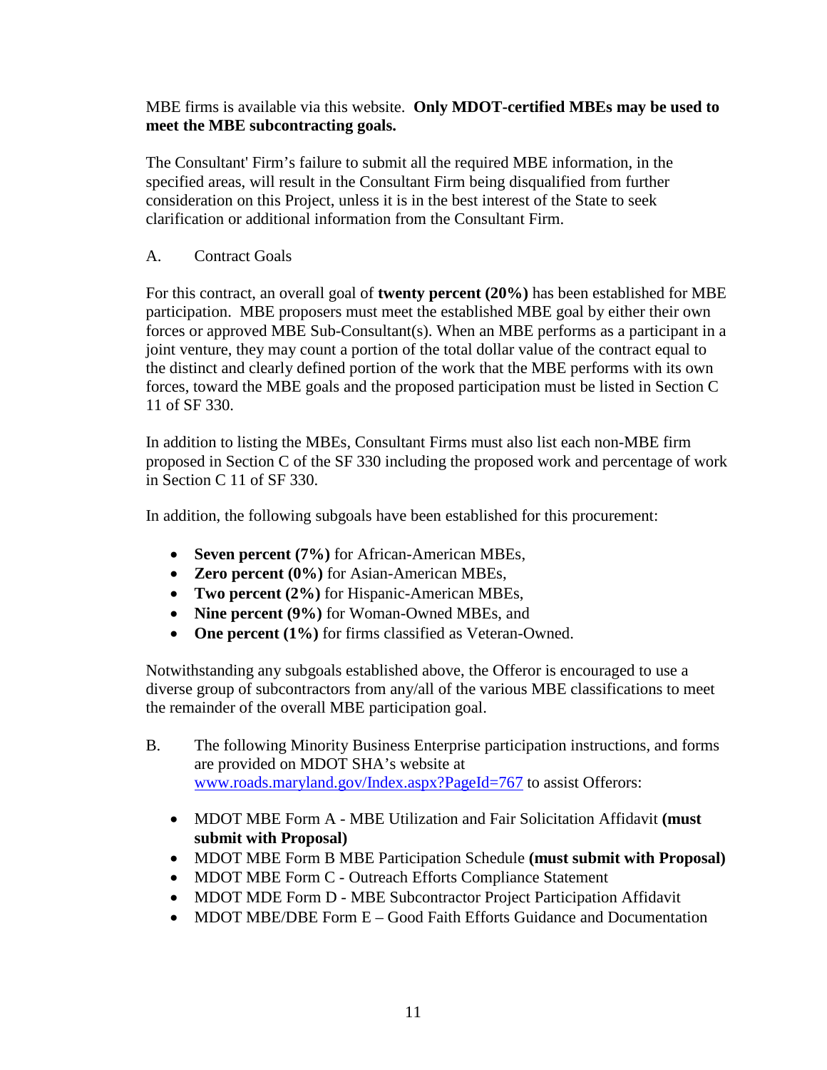MBE firms is available via this website. **Only MDOT-certified MBEs may be used to meet the MBE subcontracting goals.**

The Consultant' Firm's failure to submit all the required MBE information, in the specified areas, will result in the Consultant Firm being disqualified from further consideration on this Project, unless it is in the best interest of the State to seek clarification or additional information from the Consultant Firm.

A. Contract Goals

For this contract, an overall goal of **twenty percent (20%)** has been established for MBE participation. MBE proposers must meet the established MBE goal by either their own forces or approved MBE Sub-Consultant(s). When an MBE performs as a participant in a joint venture, they may count a portion of the total dollar value of the contract equal to the distinct and clearly defined portion of the work that the MBE performs with its own forces, toward the MBE goals and the proposed participation must be listed in Section C 11 of SF 330.

In addition to listing the MBEs, Consultant Firms must also list each non-MBE firm proposed in Section C of the SF 330 including the proposed work and percentage of work in Section C 11 of SF 330.

In addition, the following subgoals have been established for this procurement:

- **Seven percent (7%)** for African-American MBEs,
- **Zero percent (0%)** for Asian-American MBEs,
- **Two percent (2%)** for Hispanic-American MBEs,
- **Nine percent (9%)** for Woman-Owned MBEs, and
- **One percent (1%)** for firms classified as Veteran-Owned.

Notwithstanding any subgoals established above, the Offeror is encouraged to use a diverse group of subcontractors from any/all of the various MBE classifications to meet the remainder of the overall MBE participation goal.

B. The following Minority Business Enterprise participation instructions, and forms are provided on MDOT SHA's website at www.roads.maryland.gov/Index.aspx?PageId=767 to assist Offerors:

- MDOT MBE Form A - MBE Utilization and Fair Solicitation Affidavit **(must submit with Proposal)**
- MDOT MBE Form B MBE Participation Schedule **(must submit with Proposal)**
- MDOT MBE Form C - Outreach Efforts Compliance Statement
- MDOT MDE Form D - MBE Subcontractor Project Participation Affidavit
- MDOT MBE/DBE Form E – Good Faith Efforts Guidance and Documentation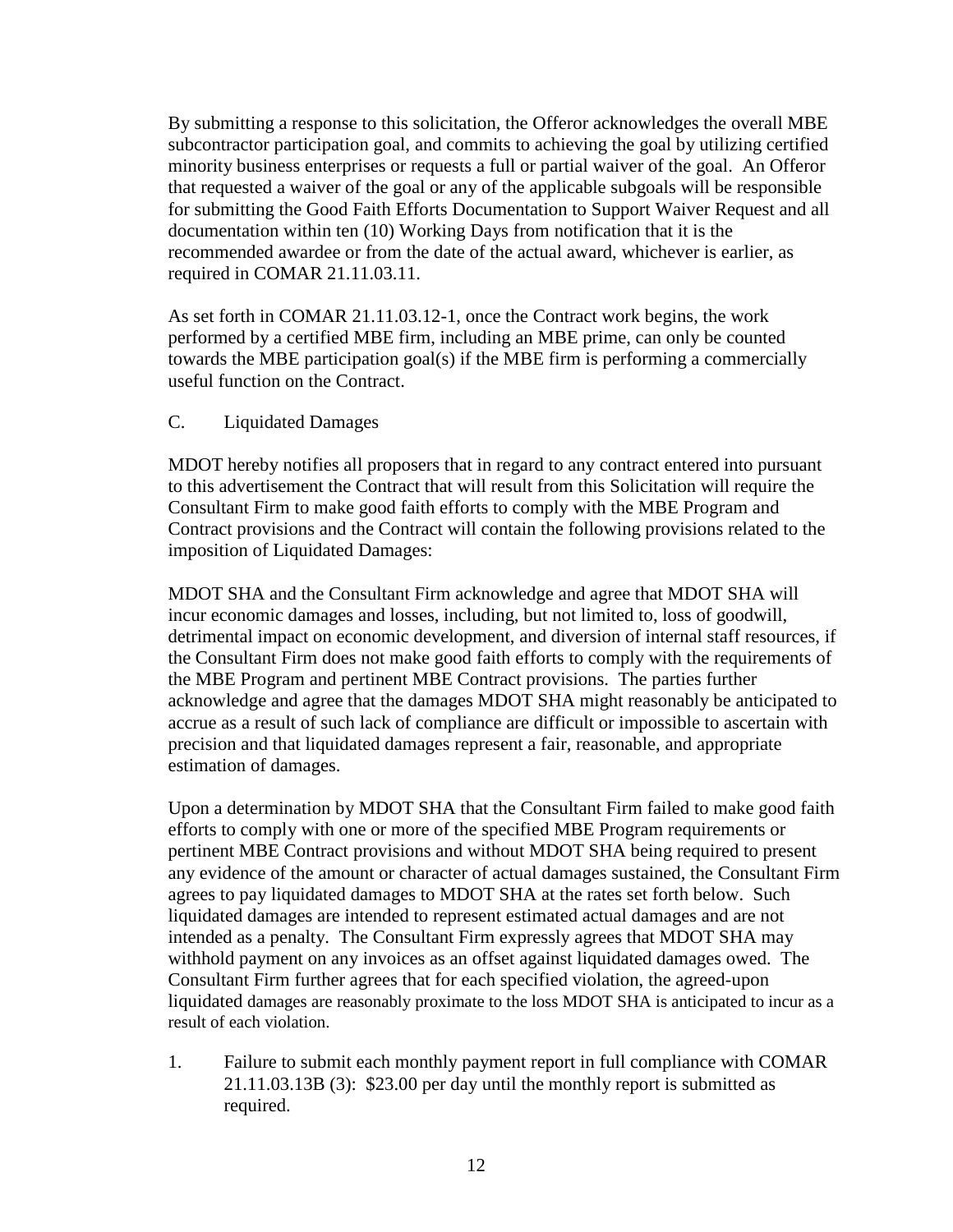By submitting a response to this solicitation, the Offeror acknowledges the overall MBE subcontractor participation goal, and commits to achieving the goal by utilizing certified minority business enterprises or requests a full or partial waiver of the goal. An Offeror that requested a waiver of the goal or any of the applicable subgoals will be responsible for submitting the Good Faith Efforts Documentation to Support Waiver Request and all documentation within ten (10) Working Days from notification that it is the recommended awardee or from the date of the actual award, whichever is earlier, as required in COMAR 21.11.03.11.

As set forth in COMAR 21.11.03.12-1, once the Contract work begins, the work performed by a certified MBE firm, including an MBE prime, can only be counted towards the MBE participation goal(s) if the MBE firm is performing a commercially useful function on the Contract.

C. Liquidated Damages

MDOT hereby notifies all proposers that in regard to any contract entered into pursuant to this advertisement the Contract that will result from this Solicitation will require the Consultant Firm to make good faith efforts to comply with the MBE Program and Contract provisions and the Contract will contain the following provisions related to the imposition of Liquidated Damages:

MDOT SHA and the Consultant Firm acknowledge and agree that MDOT SHA will incur economic damages and losses, including, but not limited to, loss of goodwill, detrimental impact on economic development, and diversion of internal staff resources, if the Consultant Firm does not make good faith efforts to comply with the requirements of the MBE Program and pertinent MBE Contract provisions. The parties further acknowledge and agree that the damages MDOT SHA might reasonably be anticipated to accrue as a result of such lack of compliance are difficult or impossible to ascertain with precision and that liquidated damages represent a fair, reasonable, and appropriate estimation of damages.

Upon a determination by MDOT SHA that the Consultant Firm failed to make good faith efforts to comply with one or more of the specified MBE Program requirements or pertinent MBE Contract provisions and without MDOT SHA being required to present any evidence of the amount or character of actual damages sustained, the Consultant Firm agrees to pay liquidated damages to MDOT SHA at the rates set forth below. Such liquidated damages are intended to represent estimated actual damages and are not intended as a penalty. The Consultant Firm expressly agrees that MDOT SHA may withhold payment on any invoices as an offset against liquidated damages owed. The Consultant Firm further agrees that for each specified violation, the agreed-upon liquidated damages are reasonably proximate to the loss MDOT SHA is anticipated to incur as a result of each violation.

1. Failure to submit each monthly payment report in full compliance with COMAR 21.11.03.13B (3): $23.00 per day until the monthly report is submitted as required.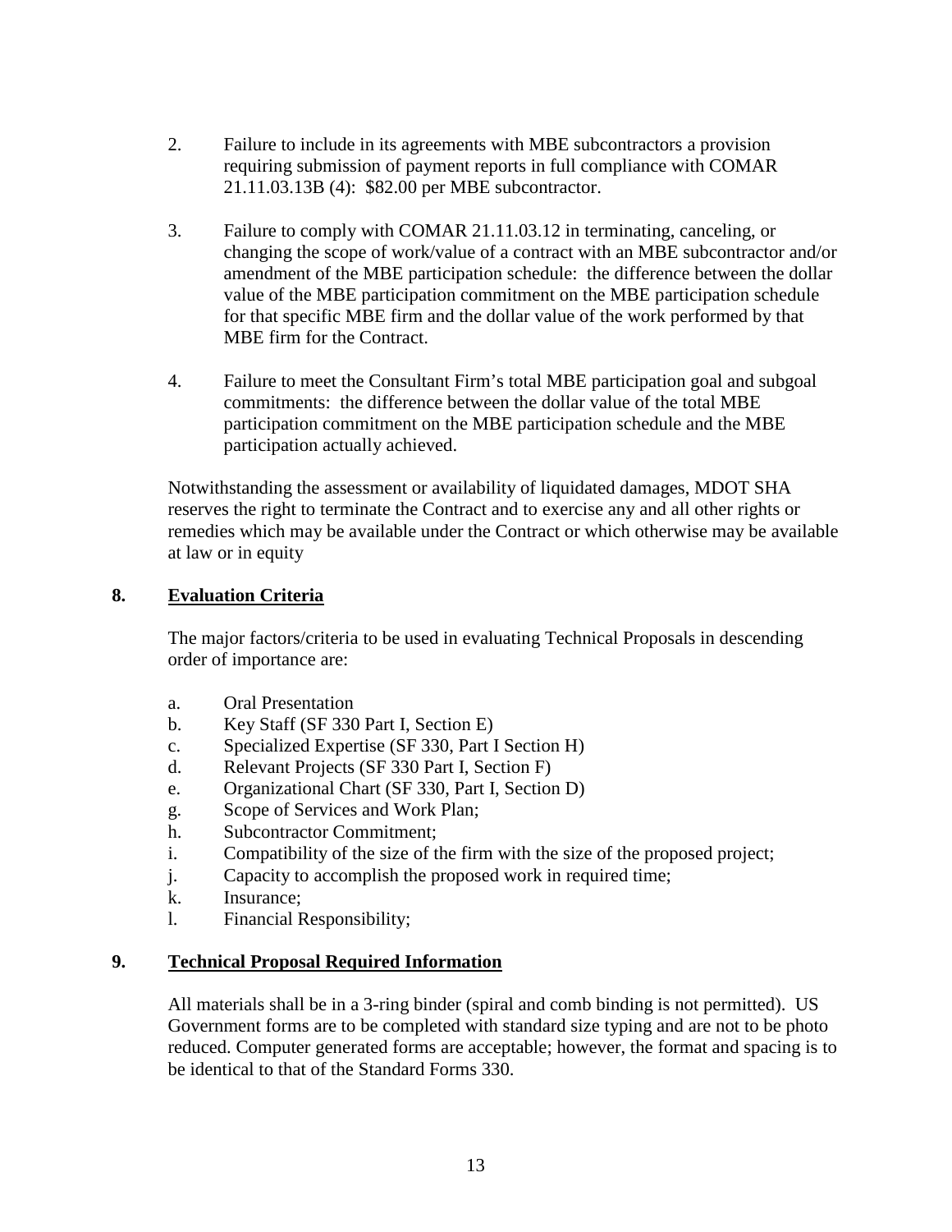2. Failure to include in its agreements with MBE subcontractors a provision requiring submission of payment reports in full compliance with COMAR 21.11.03.13B (4): $82.00 per MBE subcontractor.

3. Failure to comply with COMAR 21.11.03.12 in terminating, canceling, or changing the scope of work/value of a contract with an MBE subcontractor and/or amendment of the MBE participation schedule: the difference between the dollar value of the MBE participation commitment on the MBE participation schedule for that specific MBE firm and the dollar value of the work performed by that MBE firm for the Contract.

4. Failure to meet the Consultant Firm's total MBE participation goal and subgoal commitments: the difference between the dollar value of the total MBE participation commitment on the MBE participation schedule and the MBE participation actually achieved.

Notwithstanding the assessment or availability of liquidated damages, MDOT SHA reserves the right to terminate the Contract and to exercise any and all other rights or remedies which may be available under the Contract or which otherwise may be available at law or in equity

## 8. <u>Evaluation Criteria</u>

The major factors/criteria to be used in evaluating Technical Proposals in descending order of importance are:

a. Oral Presentation
b. Key Staff (SF 330 Part I, Section E)
c. Specialized Expertise (SF 330, Part I Section H)
d. Relevant Projects (SF 330 Part I, Section F)
e. Organizational Chart (SF 330, Part I, Section D)
g. Scope of Services and Work Plan;
h. Subcontractor Commitment;
i. Compatibility of the size of the firm with the size of the proposed project;
j. Capacity to accomplish the proposed work in required time;
k. Insurance;
l. Financial Responsibility;

## 9. <u>Technical Proposal Required Information</u>

All materials shall be in a 3-ring binder (spiral and comb binding is not permitted). US Government forms are to be completed with standard size typing and are not to be photo reduced. Computer generated forms are acceptable; however, the format and spacing is to be identical to that of the Standard Forms 330.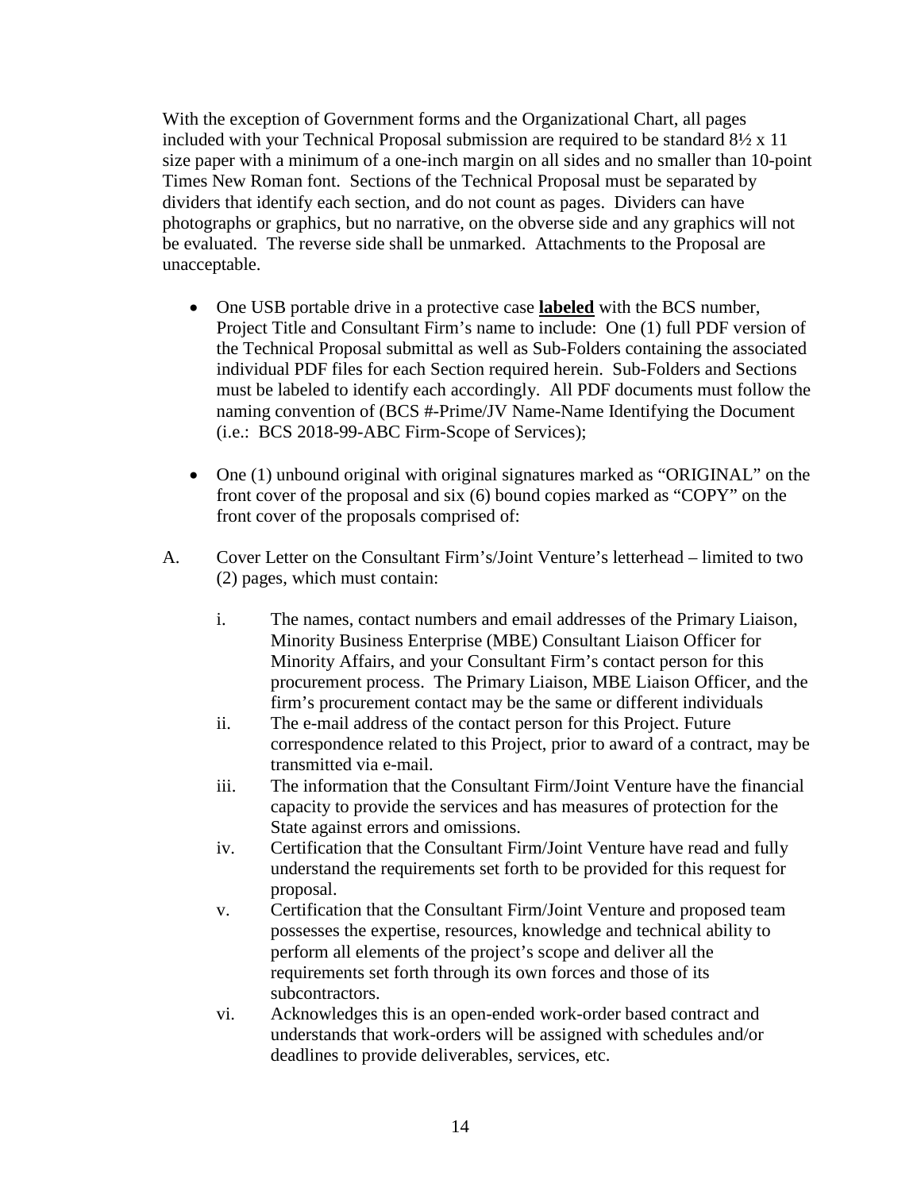With the exception of Government forms and the Organizational Chart, all pages included with your Technical Proposal submission are required to be standard 8½ x 11 size paper with a minimum of a one-inch margin on all sides and no smaller than 10-point Times New Roman font. Sections of the Technical Proposal must be separated by dividers that identify each section, and do not count as pages. Dividers can have photographs or graphics, but no narrative, on the obverse side and any graphics will not be evaluated. The reverse side shall be unmarked. Attachments to the Proposal are unacceptable.

- One USB portable drive in a protective case **labeled** with the BCS number, Project Title and Consultant Firm's name to include: One (1) full PDF version of the Technical Proposal submittal as well as Sub-Folders containing the associated individual PDF files for each Section required herein. Sub-Folders and Sections must be labeled to identify each accordingly. All PDF documents must follow the naming convention of (BCS #-Prime/JV Name-Name Identifying the Document (i.e.: BCS 2018-99-ABC Firm-Scope of Services);

- One (1) unbound original with original signatures marked as "ORIGINAL" on the front cover of the proposal and six (6) bound copies marked as "COPY" on the front cover of the proposals comprised of:

A. Cover Letter on the Consultant Firm's/Joint Venture's letterhead – limited to two (2) pages, which must contain:

   i. The names, contact numbers and email addresses of the Primary Liaison, Minority Business Enterprise (MBE) Consultant Liaison Officer for Minority Affairs, and your Consultant Firm's contact person for this procurement process. The Primary Liaison, MBE Liaison Officer, and the firm's procurement contact may be the same or different individuals

   ii. The e-mail address of the contact person for this Project. Future correspondence related to this Project, prior to award of a contract, may be transmitted via e-mail.

   iii. The information that the Consultant Firm/Joint Venture have the financial capacity to provide the services and has measures of protection for the State against errors and omissions.

   iv. Certification that the Consultant Firm/Joint Venture have read and fully understand the requirements set forth to be provided for this request for proposal.

   v. Certification that the Consultant Firm/Joint Venture and proposed team possesses the expertise, resources, knowledge and technical ability to perform all elements of the project's scope and deliver all the requirements set forth through its own forces and those of its subcontractors.

   vi. Acknowledges this is an open-ended work-order based contract and understands that work-orders will be assigned with schedules and/or deadlines to provide deliverables, services, etc.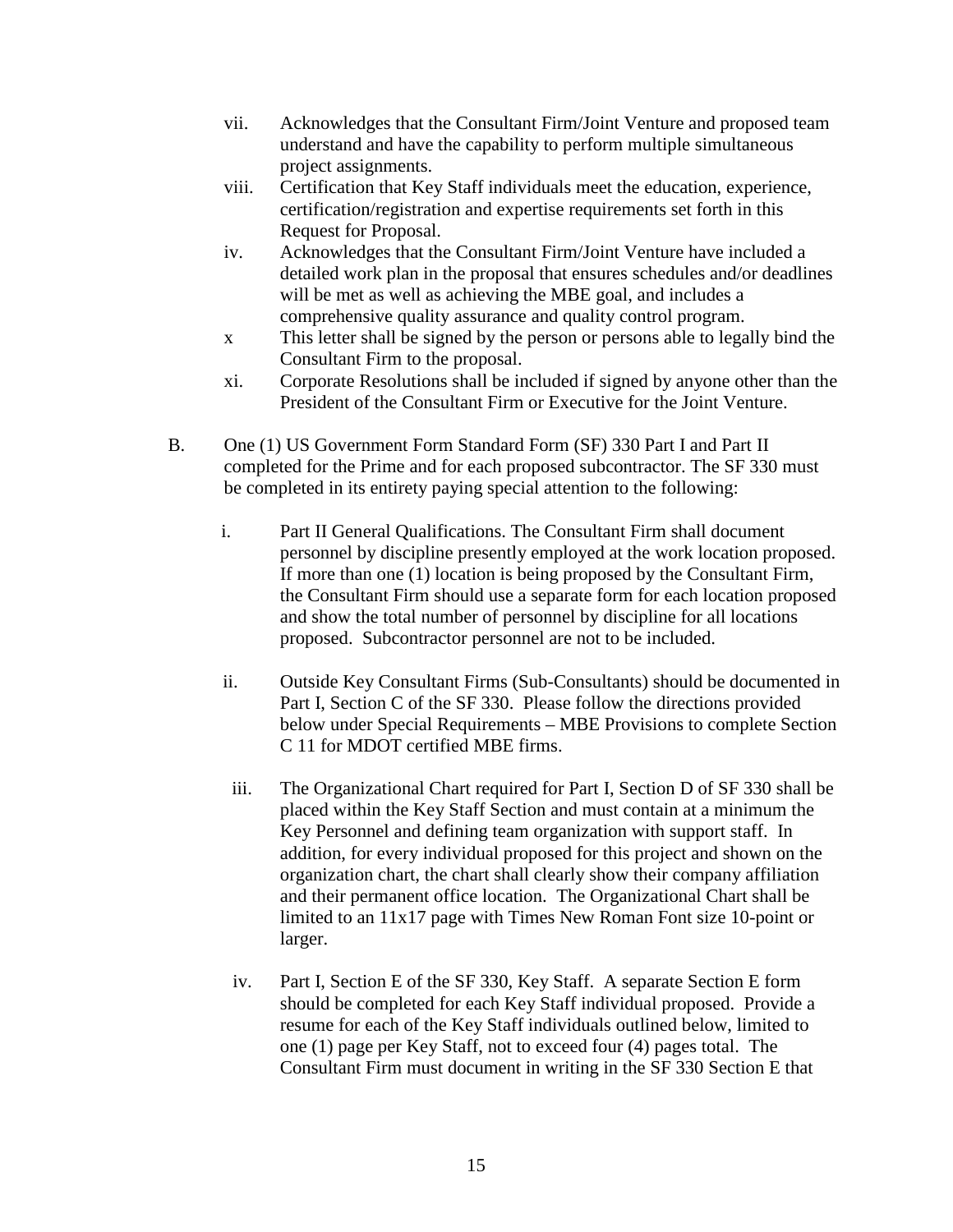vii. Acknowledges that the Consultant Firm/Joint Venture and proposed team understand and have the capability to perform multiple simultaneous project assignments.

viii. Certification that Key Staff individuals meet the education, experience, certification/registration and expertise requirements set forth in this Request for Proposal.

iv. Acknowledges that the Consultant Firm/Joint Venture have included a detailed work plan in the proposal that ensures schedules and/or deadlines will be met as well as achieving the MBE goal, and includes a comprehensive quality assurance and quality control program.

x This letter shall be signed by the person or persons able to legally bind the Consultant Firm to the proposal.

xi. Corporate Resolutions shall be included if signed by anyone other than the President of the Consultant Firm or Executive for the Joint Venture.

B. One (1) US Government Form Standard Form (SF) 330 Part I and Part II completed for the Prime and for each proposed subcontractor. The SF 330 must be completed in its entirety paying special attention to the following:

i. Part II General Qualifications. The Consultant Firm shall document personnel by discipline presently employed at the work location proposed. If more than one (1) location is being proposed by the Consultant Firm, the Consultant Firm should use a separate form for each location proposed and show the total number of personnel by discipline for all locations proposed. Subcontractor personnel are not to be included.

ii. Outside Key Consultant Firms (Sub-Consultants) should be documented in Part I, Section C of the SF 330. Please follow the directions provided below under Special Requirements – MBE Provisions to complete Section C 11 for MDOT certified MBE firms.

iii. The Organizational Chart required for Part I, Section D of SF 330 shall be placed within the Key Staff Section and must contain at a minimum the Key Personnel and defining team organization with support staff. In addition, for every individual proposed for this project and shown on the organization chart, the chart shall clearly show their company affiliation and their permanent office location. The Organizational Chart shall be limited to an 11x17 page with Times New Roman Font size 10-point or larger.

iv. Part I, Section E of the SF 330, Key Staff. A separate Section E form should be completed for each Key Staff individual proposed. Provide a resume for each of the Key Staff individuals outlined below, limited to one (1) page per Key Staff, not to exceed four (4) pages total. The Consultant Firm must document in writing in the SF 330 Section E that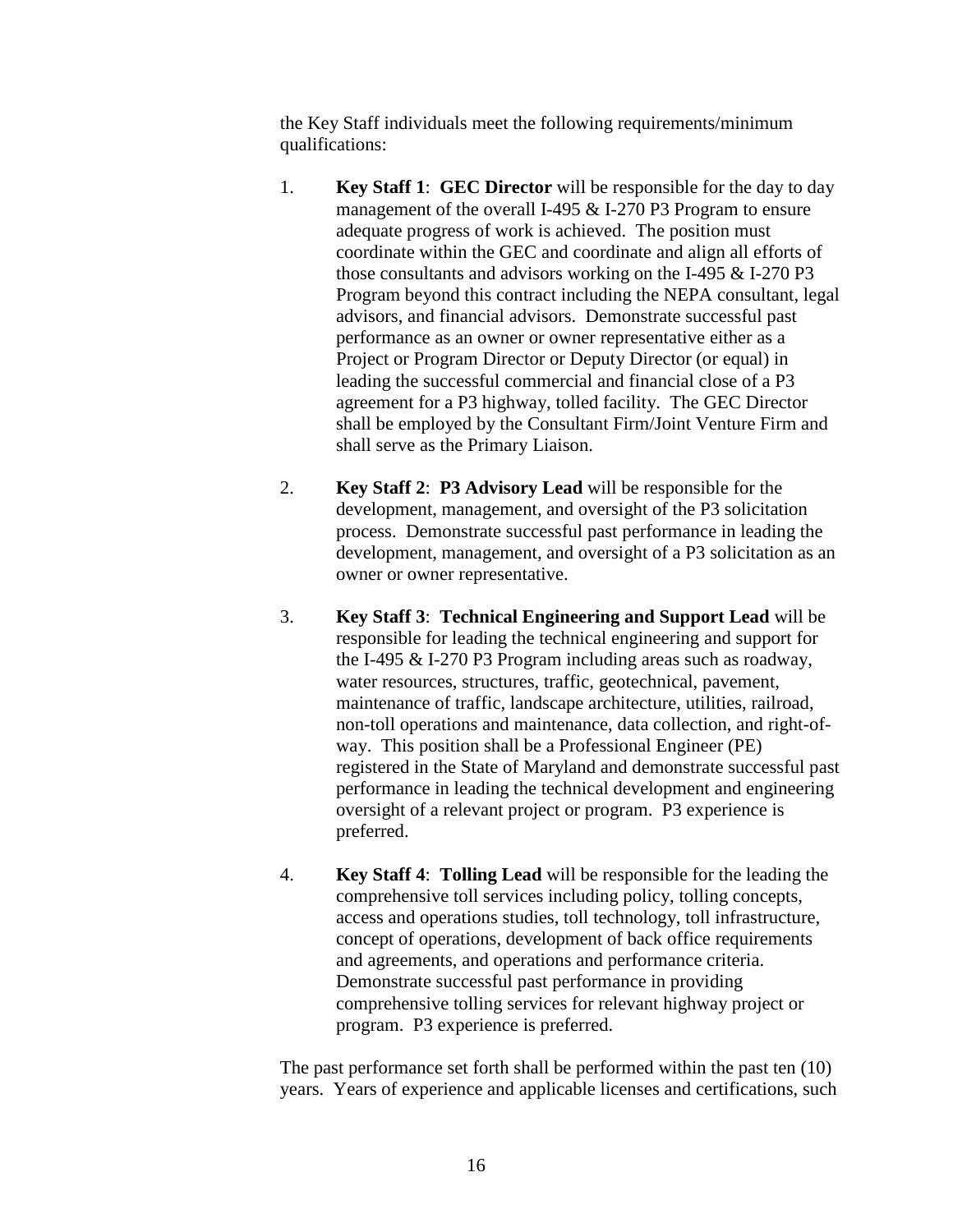the Key Staff individuals meet the following requirements/minimum qualifications:

1. **Key Staff 1**: **GEC Director** will be responsible for the day to day management of the overall I-495 & I-270 P3 Program to ensure adequate progress of work is achieved. The position must coordinate within the GEC and coordinate and align all efforts of those consultants and advisors working on the I-495 & I-270 P3 Program beyond this contract including the NEPA consultant, legal advisors, and financial advisors. Demonstrate successful past performance as an owner or owner representative either as a Project or Program Director or Deputy Director (or equal) in leading the successful commercial and financial close of a P3 agreement for a P3 highway, tolled facility. The GEC Director shall be employed by the Consultant Firm/Joint Venture Firm and shall serve as the Primary Liaison.

2. **Key Staff 2**: **P3 Advisory Lead** will be responsible for the development, management, and oversight of the P3 solicitation process. Demonstrate successful past performance in leading the development, management, and oversight of a P3 solicitation as an owner or owner representative.

3. **Key Staff 3**: **Technical Engineering and Support Lead** will be responsible for leading the technical engineering and support for the I-495 & I-270 P3 Program including areas such as roadway, water resources, structures, traffic, geotechnical, pavement, maintenance of traffic, landscape architecture, utilities, railroad, non-toll operations and maintenance, data collection, and right-of-way. This position shall be a Professional Engineer (PE) registered in the State of Maryland and demonstrate successful past performance in leading the technical development and engineering oversight of a relevant project or program. P3 experience is preferred.

4. **Key Staff 4**: **Tolling Lead** will be responsible for the leading the comprehensive toll services including policy, tolling concepts, access and operations studies, toll technology, toll infrastructure, concept of operations, development of back office requirements and agreements, and operations and performance criteria. Demonstrate successful past performance in providing comprehensive tolling services for relevant highway project or program. P3 experience is preferred.

The past performance set forth shall be performed within the past ten (10) years. Years of experience and applicable licenses and certifications, such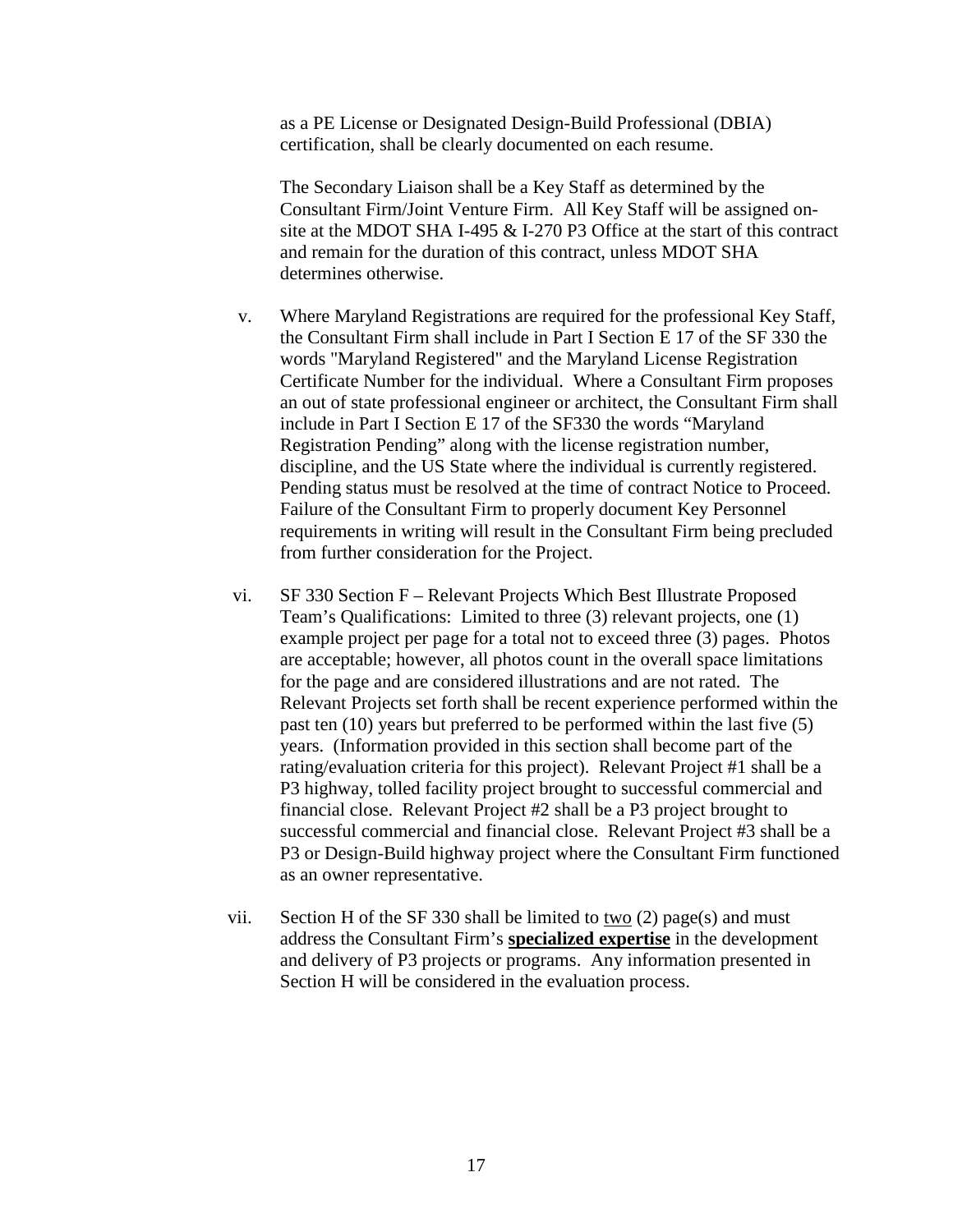as a PE License or Designated Design-Build Professional (DBIA) certification, shall be clearly documented on each resume.

The Secondary Liaison shall be a Key Staff as determined by the Consultant Firm/Joint Venture Firm. All Key Staff will be assigned on-site at the MDOT SHA I-495 & I-270 P3 Office at the start of this contract and remain for the duration of this contract, unless MDOT SHA determines otherwise.

v. Where Maryland Registrations are required for the professional Key Staff, the Consultant Firm shall include in Part I Section E 17 of the SF 330 the words "Maryland Registered" and the Maryland License Registration Certificate Number for the individual. Where a Consultant Firm proposes an out of state professional engineer or architect, the Consultant Firm shall include in Part I Section E 17 of the SF330 the words "Maryland Registration Pending" along with the license registration number, discipline, and the US State where the individual is currently registered. Pending status must be resolved at the time of contract Notice to Proceed. Failure of the Consultant Firm to properly document Key Personnel requirements in writing will result in the Consultant Firm being precluded from further consideration for the Project.

vi. SF 330 Section F – Relevant Projects Which Best Illustrate Proposed Team's Qualifications: Limited to three (3) relevant projects, one (1) example project per page for a total not to exceed three (3) pages. Photos are acceptable; however, all photos count in the overall space limitations for the page and are considered illustrations and are not rated. The Relevant Projects set forth shall be recent experience performed within the past ten (10) years but preferred to be performed within the last five (5) years. (Information provided in this section shall become part of the rating/evaluation criteria for this project). Relevant Project #1 shall be a P3 highway, tolled facility project brought to successful commercial and financial close. Relevant Project #2 shall be a P3 project brought to successful commercial and financial close. Relevant Project #3 shall be a P3 or Design-Build highway project where the Consultant Firm functioned as an owner representative.

vii. Section H of the SF 330 shall be limited to <u>two</u> (2) page(s) and must address the Consultant Firm's **<u>specialized expertise</u>** in the development and delivery of P3 projects or programs. Any information presented in Section H will be considered in the evaluation process.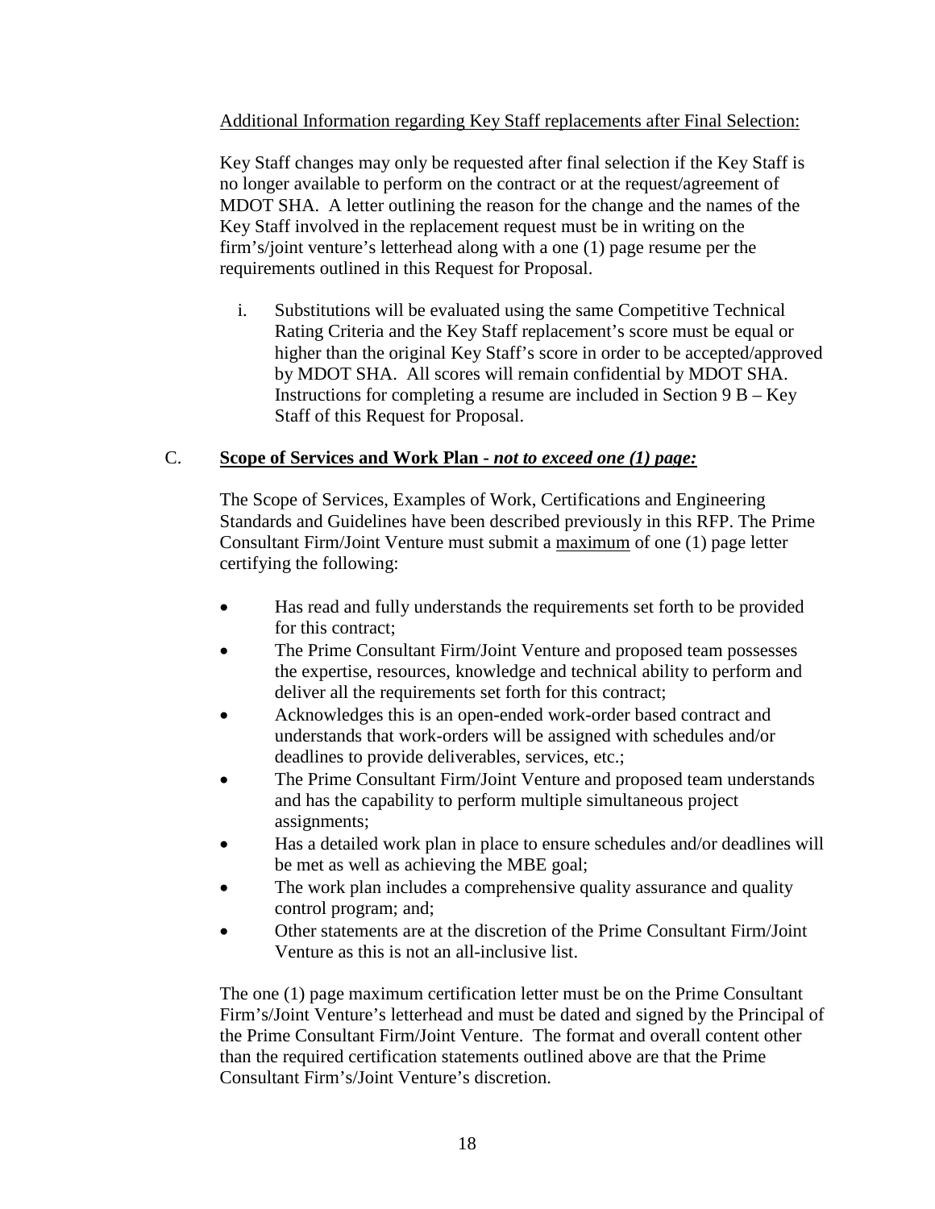<u>Additional Information regarding Key Staff replacements after Final Selection:</u>

Key Staff changes may only be requested after final selection if the Key Staff is no longer available to perform on the contract or at the request/agreement of MDOT SHA. A letter outlining the reason for the change and the names of the Key Staff involved in the replacement request must be in writing on the firm's/joint venture's letterhead along with a one (1) page resume per the requirements outlined in this Request for Proposal.

i. Substitutions will be evaluated using the same Competitive Technical Rating Criteria and the Key Staff replacement's score must be equal or higher than the original Key Staff's score in order to be accepted/approved by MDOT SHA. All scores will remain confidential by MDOT SHA. Instructions for completing a resume are included in Section 9 B – Key Staff of this Request for Proposal.

C. **<u>Scope of Services and Work Plan - *not to exceed one (1) page:*</u>**

The Scope of Services, Examples of Work, Certifications and Engineering Standards and Guidelines have been described previously in this RFP. The Prime Consultant Firm/Joint Venture must submit a <u>maximum</u> of one (1) page letter certifying the following:

- Has read and fully understands the requirements set forth to be provided for this contract;
- The Prime Consultant Firm/Joint Venture and proposed team possesses the expertise, resources, knowledge and technical ability to perform and deliver all the requirements set forth for this contract;
- Acknowledges this is an open-ended work-order based contract and understands that work-orders will be assigned with schedules and/or deadlines to provide deliverables, services, etc.;
- The Prime Consultant Firm/Joint Venture and proposed team understands and has the capability to perform multiple simultaneous project assignments;
- Has a detailed work plan in place to ensure schedules and/or deadlines will be met as well as achieving the MBE goal;
- The work plan includes a comprehensive quality assurance and quality control program; and;
- Other statements are at the discretion of the Prime Consultant Firm/Joint Venture as this is not an all-inclusive list.

The one (1) page maximum certification letter must be on the Prime Consultant Firm's/Joint Venture's letterhead and must be dated and signed by the Principal of the Prime Consultant Firm/Joint Venture. The format and overall content other than the required certification statements outlined above are that the Prime Consultant Firm's/Joint Venture's discretion.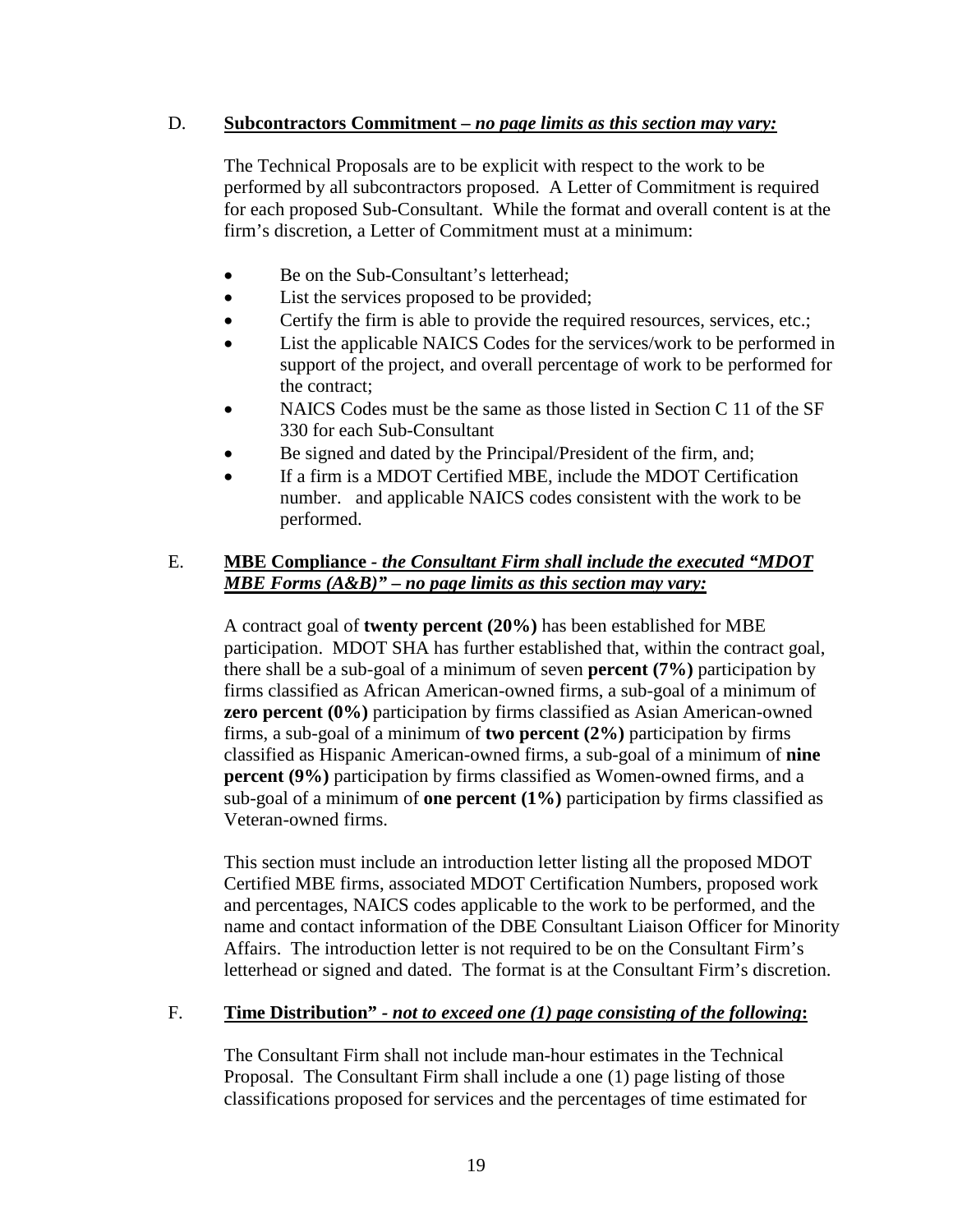D. **<u>Subcontractors Commitment – *no page limits as this section may vary:*</u>**

The Technical Proposals are to be explicit with respect to the work to be performed by all subcontractors proposed. A Letter of Commitment is required for each proposed Sub-Consultant. While the format and overall content is at the firm's discretion, a Letter of Commitment must at a minimum:

- Be on the Sub-Consultant's letterhead;
- List the services proposed to be provided;
- Certify the firm is able to provide the required resources, services, etc.;
- List the applicable NAICS Codes for the services/work to be performed in support of the project, and overall percentage of work to be performed for the contract;
- NAICS Codes must be the same as those listed in Section C 11 of the SF 330 for each Sub-Consultant
- Be signed and dated by the Principal/President of the firm, and;
- If a firm is a MDOT Certified MBE, include the MDOT Certification number. and applicable NAICS codes consistent with the work to be performed.

E. **<u>MBE Compliance - *the Consultant Firm shall include the executed "MDOT MBE Forms (A&B)" – no page limits as this section may vary:*</u>**

A contract goal of **twenty percent (20%)** has been established for MBE participation. MDOT SHA has further established that, within the contract goal, there shall be a sub-goal of a minimum of seven **percent (7%)** participation by firms classified as African American-owned firms, a sub-goal of a minimum of **zero percent (0%)** participation by firms classified as Asian American-owned firms, a sub-goal of a minimum of **two percent (2%)** participation by firms classified as Hispanic American-owned firms, a sub-goal of a minimum of **nine percent (9%)** participation by firms classified as Women-owned firms, and a sub-goal of a minimum of **one percent (1%)** participation by firms classified as Veteran-owned firms.

This section must include an introduction letter listing all the proposed MDOT Certified MBE firms, associated MDOT Certification Numbers, proposed work and percentages, NAICS codes applicable to the work to be performed, and the name and contact information of the DBE Consultant Liaison Officer for Minority Affairs. The introduction letter is not required to be on the Consultant Firm's letterhead or signed and dated. The format is at the Consultant Firm's discretion.

F. **<u>Time Distribution" - *not to exceed one (1) page consisting of the following*:</u>**

The Consultant Firm shall not include man-hour estimates in the Technical Proposal. The Consultant Firm shall include a one (1) page listing of those classifications proposed for services and the percentages of time estimated for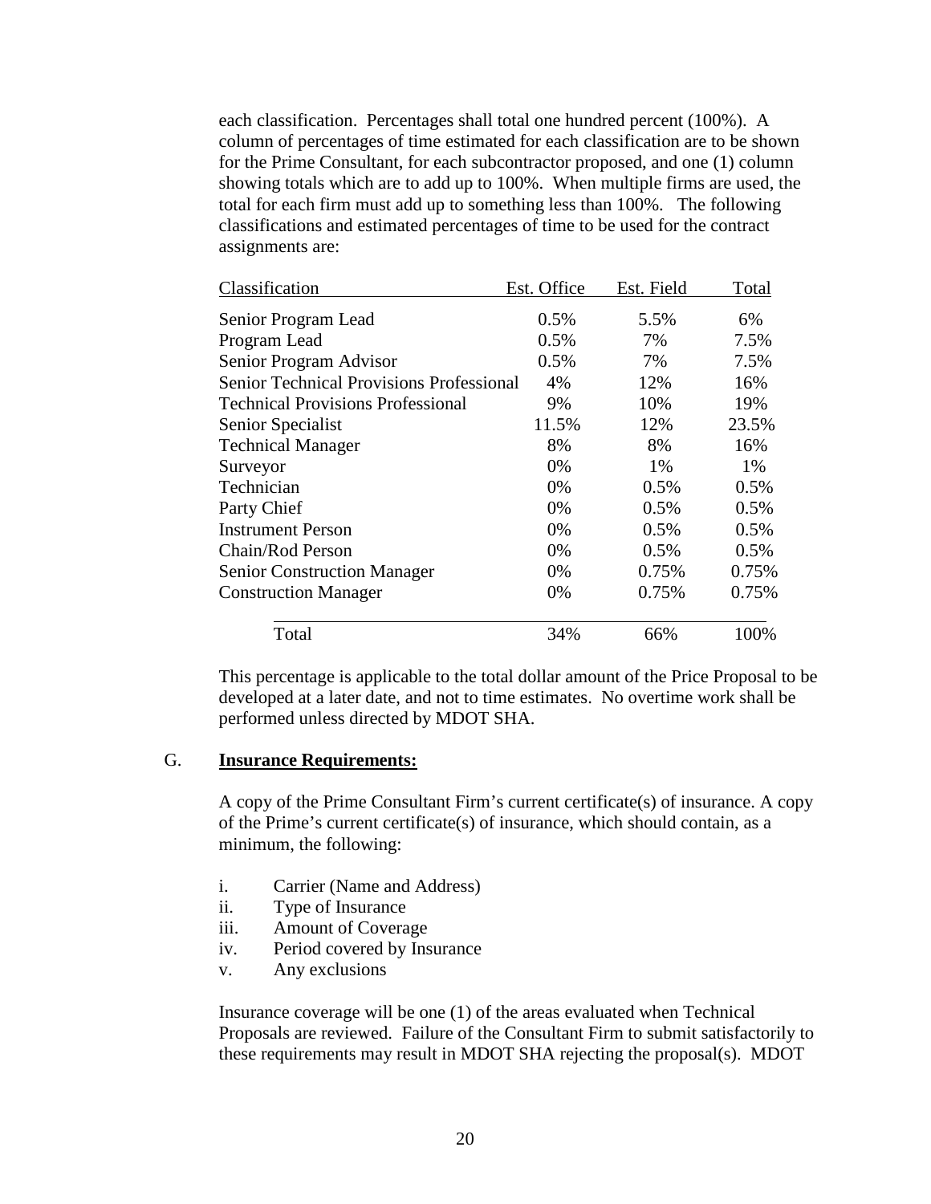each classification. Percentages shall total one hundred percent (100%). A column of percentages of time estimated for each classification are to be shown for the Prime Consultant, for each subcontractor proposed, and one (1) column showing totals which are to add up to 100%. When multiple firms are used, the total for each firm must add up to something less than 100%. The following classifications and estimated percentages of time to be used for the contract assignments are:

| Classification | Est. Office | Est. Field | Total |
|---|---|---|---|
| Senior Program Lead | 0.5% | 5.5% | 6% |
| Program Lead | 0.5% | 7% | 7.5% |
| Senior Program Advisor | 0.5% | 7% | 7.5% |
| Senior Technical Provisions Professional | 4% | 12% | 16% |
| Technical Provisions Professional | 9% | 10% | 19% |
| Senior Specialist | 11.5% | 12% | 23.5% |
| Technical Manager | 8% | 8% | 16% |
| Surveyor | 0% | 1% | 1% |
| Technician | 0% | 0.5% | 0.5% |
| Party Chief | 0% | 0.5% | 0.5% |
| Instrument Person | 0% | 0.5% | 0.5% |
| Chain/Rod Person | 0% | 0.5% | 0.5% |
| Senior Construction Manager | 0% | 0.75% | 0.75% |
| Construction Manager | 0% | 0.75% | 0.75% |
| Total | 34% | 66% | 100% |

This percentage is applicable to the total dollar amount of the Price Proposal to be developed at a later date, and not to time estimates. No overtime work shall be performed unless directed by MDOT SHA.

G. **Insurance Requirements:**

A copy of the Prime Consultant Firm's current certificate(s) of insurance. A copy of the Prime's current certificate(s) of insurance, which should contain, as a minimum, the following:

i. Carrier (Name and Address)
ii. Type of Insurance
iii. Amount of Coverage
iv. Period covered by Insurance
v. Any exclusions

Insurance coverage will be one (1) of the areas evaluated when Technical Proposals are reviewed. Failure of the Consultant Firm to submit satisfactorily to these requirements may result in MDOT SHA rejecting the proposal(s). MDOT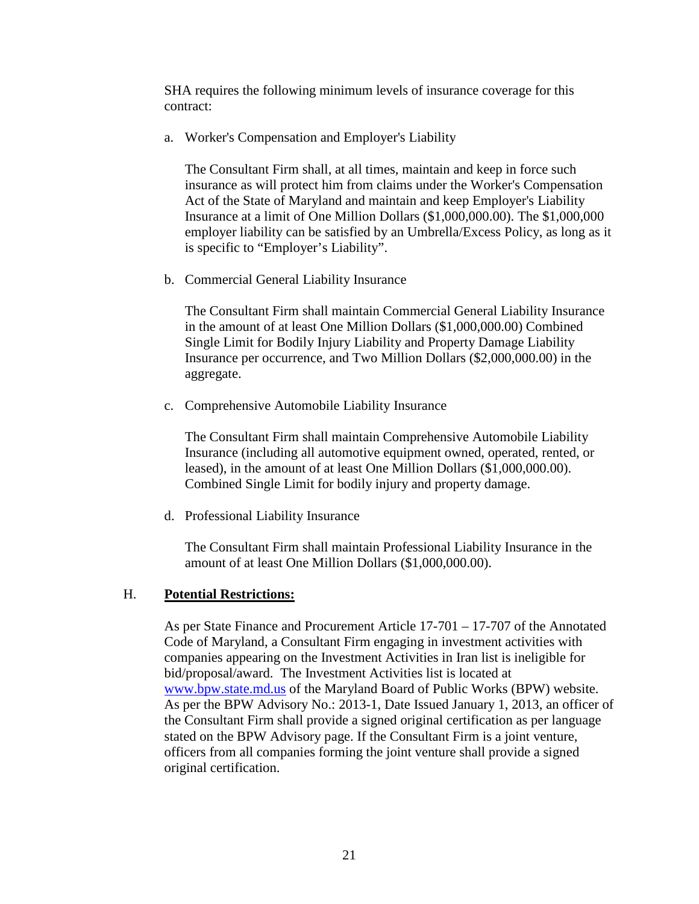SHA requires the following minimum levels of insurance coverage for this contract:

a. Worker's Compensation and Employer's Liability

   The Consultant Firm shall, at all times, maintain and keep in force such insurance as will protect him from claims under the Worker's Compensation Act of the State of Maryland and maintain and keep Employer's Liability Insurance at a limit of One Million Dollars ($1,000,000.00). The $1,000,000 employer liability can be satisfied by an Umbrella/Excess Policy, as long as it is specific to "Employer's Liability".

b. Commercial General Liability Insurance

   The Consultant Firm shall maintain Commercial General Liability Insurance in the amount of at least One Million Dollars ($1,000,000.00) Combined Single Limit for Bodily Injury Liability and Property Damage Liability Insurance per occurrence, and Two Million Dollars ($2,000,000.00) in the aggregate.

c. Comprehensive Automobile Liability Insurance

   The Consultant Firm shall maintain Comprehensive Automobile Liability Insurance (including all automotive equipment owned, operated, rented, or leased), in the amount of at least One Million Dollars ($1,000,000.00). Combined Single Limit for bodily injury and property damage.

d. Professional Liability Insurance

   The Consultant Firm shall maintain Professional Liability Insurance in the amount of at least One Million Dollars ($1,000,000.00).

## H. **Potential Restrictions:**

As per State Finance and Procurement Article 17-701 – 17-707 of the Annotated Code of Maryland, a Consultant Firm engaging in investment activities with companies appearing on the Investment Activities in Iran list is ineligible for bid/proposal/award. The Investment Activities list is located at [www.bpw.state.md.us](http://www.bpw.state.md.us) of the Maryland Board of Public Works (BPW) website. As per the BPW Advisory No.: 2013-1, Date Issued January 1, 2013, an officer of the Consultant Firm shall provide a signed original certification as per language stated on the BPW Advisory page. If the Consultant Firm is a joint venture, officers from all companies forming the joint venture shall provide a signed original certification.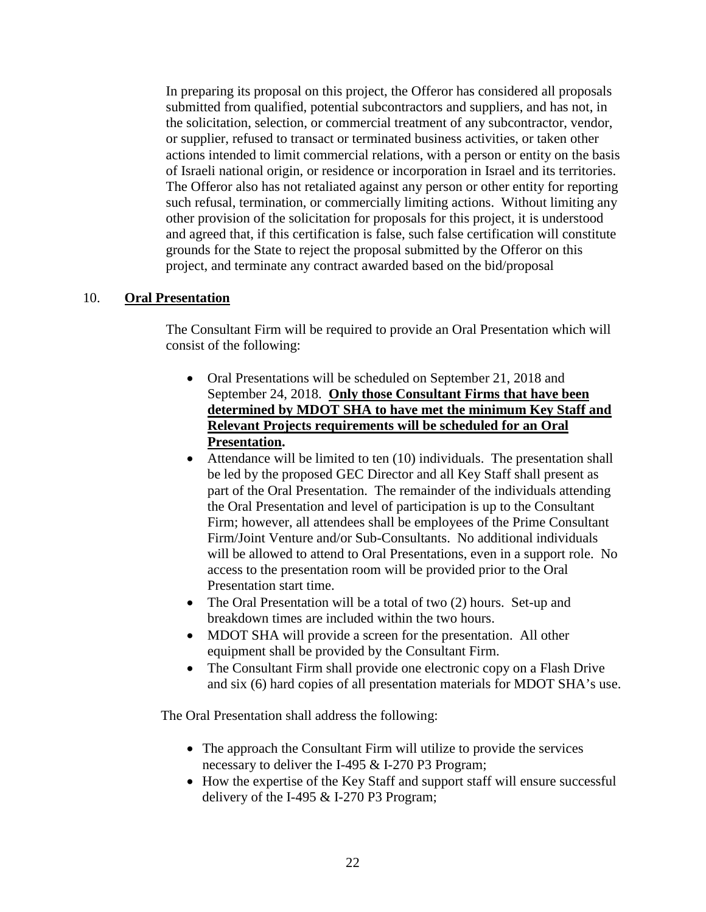In preparing its proposal on this project, the Offeror has considered all proposals submitted from qualified, potential subcontractors and suppliers, and has not, in the solicitation, selection, or commercial treatment of any subcontractor, vendor, or supplier, refused to transact or terminated business activities, or taken other actions intended to limit commercial relations, with a person or entity on the basis of Israeli national origin, or residence or incorporation in Israel and its territories. The Offeror also has not retaliated against any person or other entity for reporting such refusal, termination, or commercially limiting actions. Without limiting any other provision of the solicitation for proposals for this project, it is understood and agreed that, if this certification is false, such false certification will constitute grounds for the State to reject the proposal submitted by the Offeror on this project, and terminate any contract awarded based on the bid/proposal

10. **Oral Presentation**

The Consultant Firm will be required to provide an Oral Presentation which will consist of the following:

- Oral Presentations will be scheduled on September 21, 2018 and September 24, 2018. **Only those Consultant Firms that have been determined by MDOT SHA to have met the minimum Key Staff and Relevant Projects requirements will be scheduled for an Oral Presentation.**
- Attendance will be limited to ten (10) individuals. The presentation shall be led by the proposed GEC Director and all Key Staff shall present as part of the Oral Presentation. The remainder of the individuals attending the Oral Presentation and level of participation is up to the Consultant Firm; however, all attendees shall be employees of the Prime Consultant Firm/Joint Venture and/or Sub-Consultants. No additional individuals will be allowed to attend to Oral Presentations, even in a support role. No access to the presentation room will be provided prior to the Oral Presentation start time.
- The Oral Presentation will be a total of two (2) hours. Set-up and breakdown times are included within the two hours.
- MDOT SHA will provide a screen for the presentation. All other equipment shall be provided by the Consultant Firm.
- The Consultant Firm shall provide one electronic copy on a Flash Drive and six (6) hard copies of all presentation materials for MDOT SHA's use.

The Oral Presentation shall address the following:

- The approach the Consultant Firm will utilize to provide the services necessary to deliver the I-495 & I-270 P3 Program;
- How the expertise of the Key Staff and support staff will ensure successful delivery of the I-495 & I-270 P3 Program;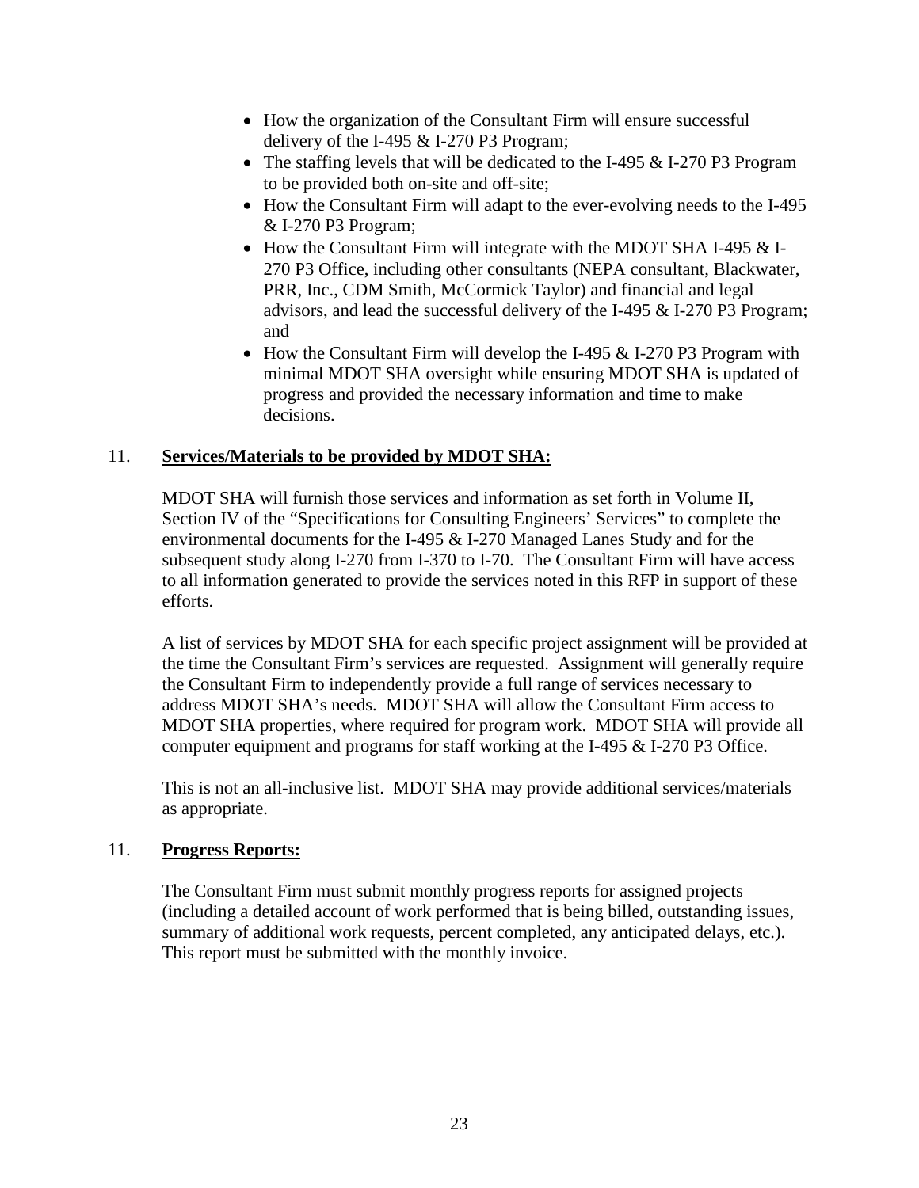- How the organization of the Consultant Firm will ensure successful delivery of the I-495 & I-270 P3 Program;
- The staffing levels that will be dedicated to the I-495 & I-270 P3 Program to be provided both on-site and off-site;
- How the Consultant Firm will adapt to the ever-evolving needs to the I-495 & I-270 P3 Program;
- How the Consultant Firm will integrate with the MDOT SHA I-495 & I-270 P3 Office, including other consultants (NEPA consultant, Blackwater, PRR, Inc., CDM Smith, McCormick Taylor) and financial and legal advisors, and lead the successful delivery of the I-495 & I-270 P3 Program; and
- How the Consultant Firm will develop the I-495 & I-270 P3 Program with minimal MDOT SHA oversight while ensuring MDOT SHA is updated of progress and provided the necessary information and time to make decisions.

11. **Services/Materials to be provided by MDOT SHA:**

MDOT SHA will furnish those services and information as set forth in Volume II, Section IV of the "Specifications for Consulting Engineers' Services" to complete the environmental documents for the I-495 & I-270 Managed Lanes Study and for the subsequent study along I-270 from I-370 to I-70. The Consultant Firm will have access to all information generated to provide the services noted in this RFP in support of these efforts.

A list of services by MDOT SHA for each specific project assignment will be provided at the time the Consultant Firm's services are requested. Assignment will generally require the Consultant Firm to independently provide a full range of services necessary to address MDOT SHA's needs. MDOT SHA will allow the Consultant Firm access to MDOT SHA properties, where required for program work. MDOT SHA will provide all computer equipment and programs for staff working at the I-495 & I-270 P3 Office.

This is not an all-inclusive list. MDOT SHA may provide additional services/materials as appropriate.

11. **Progress Reports:**

The Consultant Firm must submit monthly progress reports for assigned projects (including a detailed account of work performed that is being billed, outstanding issues, summary of additional work requests, percent completed, any anticipated delays, etc.). This report must be submitted with the monthly invoice.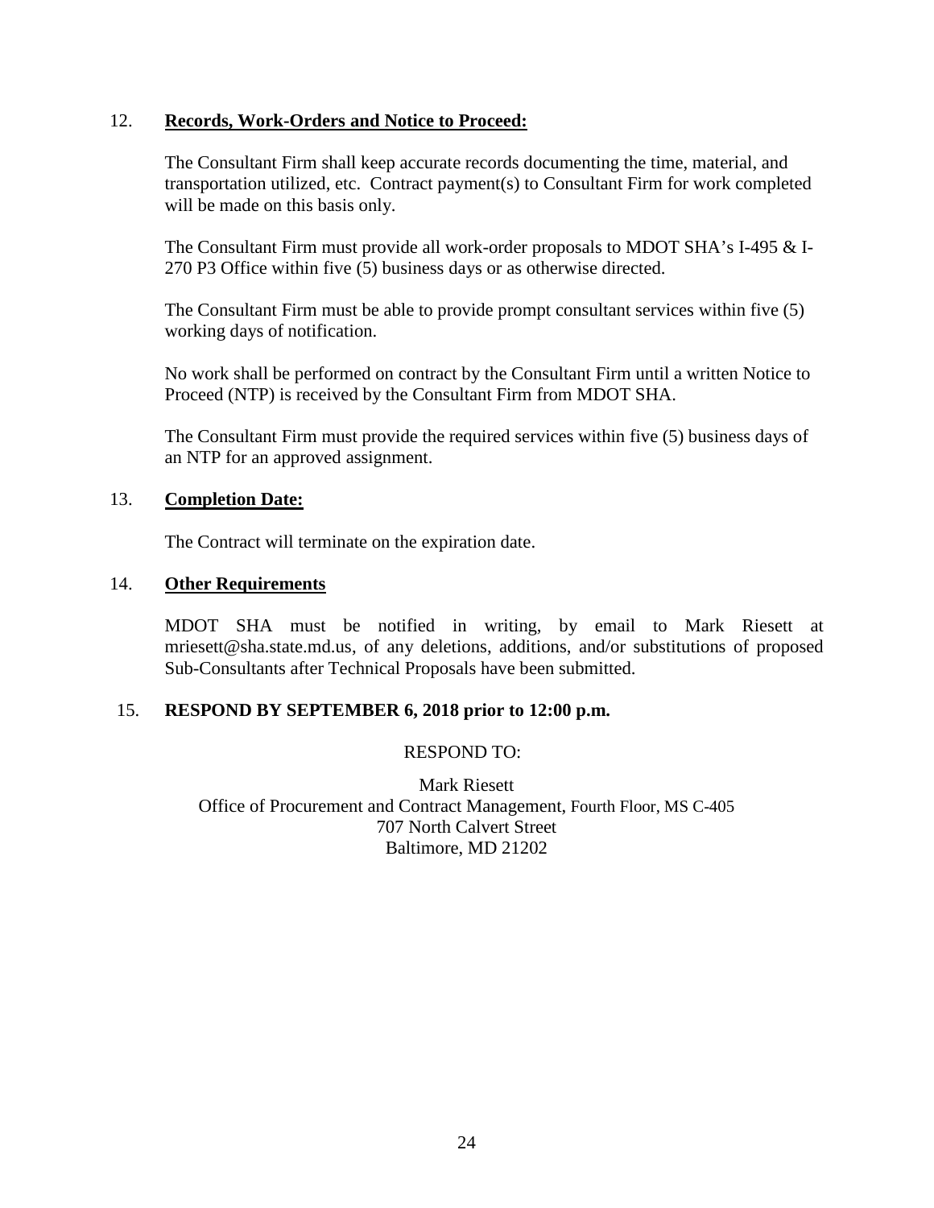12. **Records, Work-Orders and Notice to Proceed:**

    The Consultant Firm shall keep accurate records documenting the time, material, and transportation utilized, etc. Contract payment(s) to Consultant Firm for work completed will be made on this basis only.

    The Consultant Firm must provide all work-order proposals to MDOT SHA's I-495 & I-270 P3 Office within five (5) business days or as otherwise directed.

    The Consultant Firm must be able to provide prompt consultant services within five (5) working days of notification.

    No work shall be performed on contract by the Consultant Firm until a written Notice to Proceed (NTP) is received by the Consultant Firm from MDOT SHA.

    The Consultant Firm must provide the required services within five (5) business days of an NTP for an approved assignment.

13. **Completion Date:**

    The Contract will terminate on the expiration date.

14. **Other Requirements**

    MDOT SHA must be notified in writing, by email to Mark Riesett at mriesett@sha.state.md.us, of any deletions, additions, and/or substitutions of proposed Sub-Consultants after Technical Proposals have been submitted.

15. **RESPOND BY SEPTEMBER 6, 2018 prior to 12:00 p.m.**

RESPOND TO:

Mark Riesett
Office of Procurement and Contract Management, Fourth Floor, MS C-405
707 North Calvert Street
Baltimore, MD 21202